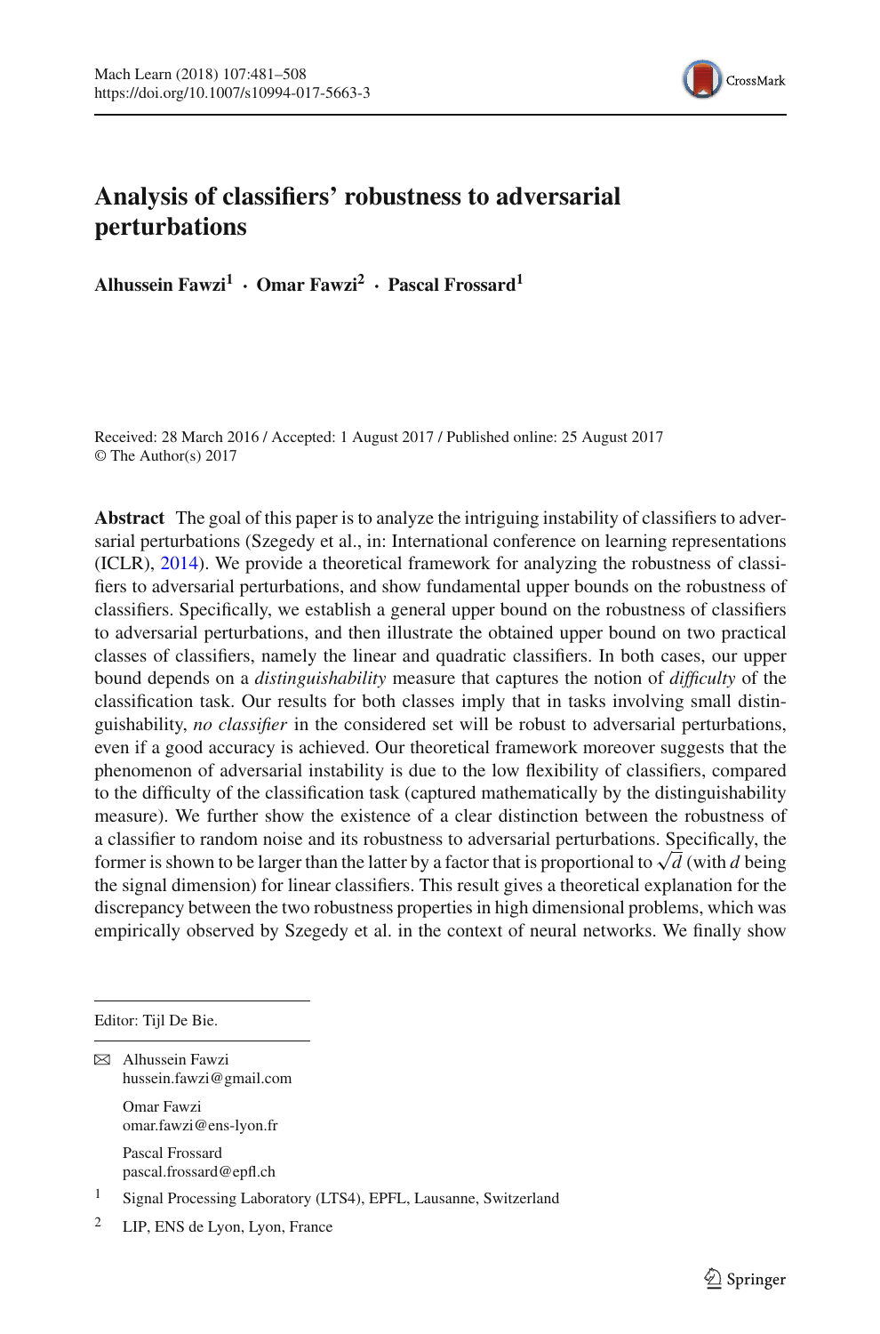# Analysis of classifiers' robustness to adversarial perturbations

**Alhussein Fawzi[1] · Omar Fawzi[2] · Pascal Frossard[1]**

Received: 28 March 2016 / Accepted: 1 August 2017 / Published online: 25 August 2017
© The Author(s) 2017

**Abstract** The goal of this paper is to analyze the intriguing instability of classifiers to adversarial perturbations (Szegedy et al., in: International conference on learning representations (ICLR), 2014). We provide a theoretical framework for analyzing the robustness of classifiers to adversarial perturbations, and show fundamental upper bounds on the robustness of classifiers. Specifically, we establish a general upper bound on the robustness of classifiers to adversarial perturbations, and then illustrate the obtained upper bound on two practical classes of classifiers, namely the linear and quadratic classifiers. In both cases, our upper bound depends on a *distinguishability* measure that captures the notion of *difficulty* of the classification task. Our results for both classes imply that in tasks involving small distinguishability, *no classifier* in the considered set will be robust to adversarial perturbations, even if a good accuracy is achieved. Our theoretical framework moreover suggests that the phenomenon of adversarial instability is due to the low flexibility of classifiers, compared to the difficulty of the classification task (captured mathematically by the distinguishability measure). We further show the existence of a clear distinction between the robustness of a classifier to random noise and its robustness to adversarial perturbations. Specifically, the former is shown to be larger than the latter by a factor that is proportional to $\sqrt{d}$ (with $d$ being the signal dimension) for linear classifiers. This result gives a theoretical explanation for the discrepancy between the two robustness properties in high dimensional problems, which was empirically observed by Szegedy et al. in the context of neural networks. We finally show

---

Editor: Tijl De Bie.

✉ Alhussein Fawzi
hussein.fawzi@gmail.com

Omar Fawzi
omar.fawzi@ens-lyon.fr

Pascal Frossard
pascal.frossard@epfl.ch

[1] Signal Processing Laboratory (LTS4), EPFL, Lausanne, Switzerland

[2] LIP, ENS de Lyon, Lyon, France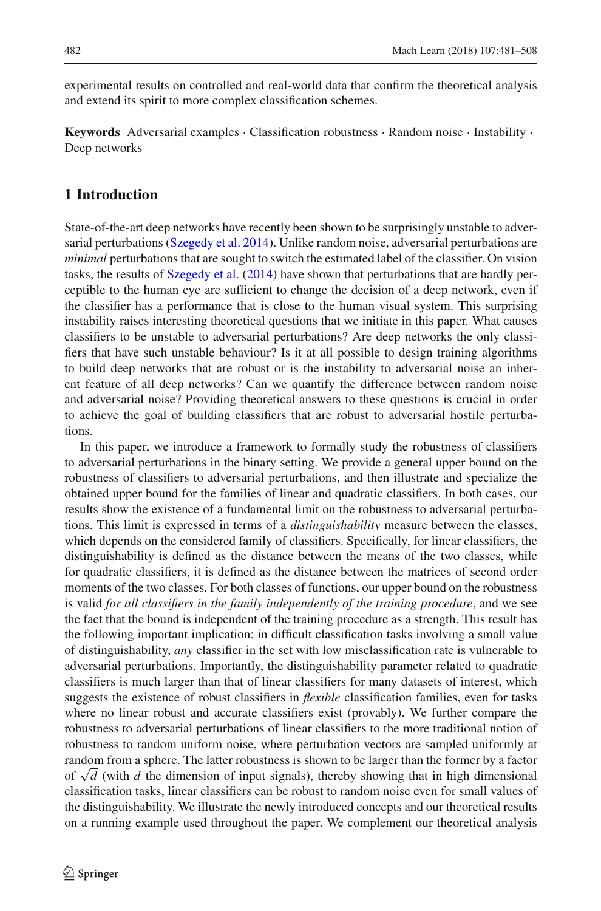experimental results on controlled and real-world data that confirm the theoretical analysis and extend its spirit to more complex classification schemes.

**Keywords** Adversarial examples · Classification robustness · Random noise · Instability · Deep networks

## 1 Introduction

State-of-the-art deep networks have recently been shown to be surprisingly unstable to adversarial perturbations (Szegedy et al. 2014). Unlike random noise, adversarial perturbations are *minimal* perturbations that are sought to switch the estimated label of the classifier. On vision tasks, the results of Szegedy et al. (2014) have shown that perturbations that are hardly perceptible to the human eye are sufficient to change the decision of a deep network, even if the classifier has a performance that is close to the human visual system. This surprising instability raises interesting theoretical questions that we initiate in this paper. What causes classifiers to be unstable to adversarial perturbations? Are deep networks the only classifiers that have such unstable behaviour? Is it at all possible to design training algorithms to build deep networks that are robust or is the instability to adversarial noise an inherent feature of all deep networks? Can we quantify the difference between random noise and adversarial noise? Providing theoretical answers to these questions is crucial in order to achieve the goal of building classifiers that are robust to adversarial hostile perturbations.

In this paper, we introduce a framework to formally study the robustness of classifiers to adversarial perturbations in the binary setting. We provide a general upper bound on the robustness of classifiers to adversarial perturbations, and then illustrate and specialize the obtained upper bound for the families of linear and quadratic classifiers. In both cases, our results show the existence of a fundamental limit on the robustness to adversarial perturbations. This limit is expressed in terms of a *distinguishability* measure between the classes, which depends on the considered family of classifiers. Specifically, for linear classifiers, the distinguishability is defined as the distance between the means of the two classes, while for quadratic classifiers, it is defined as the distance between the matrices of second order moments of the two classes. For both classes of functions, our upper bound on the robustness is valid *for all classifiers in the family independently of the training procedure*, and we see the fact that the bound is independent of the training procedure as a strength. This result has the following important implication: in difficult classification tasks involving a small value of distinguishability, *any* classifier in the set with low misclassification rate is vulnerable to adversarial perturbations. Importantly, the distinguishability parameter related to quadratic classifiers is much larger than that of linear classifiers for many datasets of interest, which suggests the existence of robust classifiers in *flexible* classification families, even for tasks where no linear robust and accurate classifiers exist (provably). We further compare the robustness to adversarial perturbations of linear classifiers to the more traditional notion of robustness to random uniform noise, where perturbation vectors are sampled uniformly at random from a sphere. The latter robustness is shown to be larger than the former by a factor of $\sqrt{d}$ (with $d$ the dimension of input signals), thereby showing that in high dimensional classification tasks, linear classifiers can be robust to random noise even for small values of the distinguishability. We illustrate the newly introduced concepts and our theoretical results on a running example used throughout the paper. We complement our theoretical analysis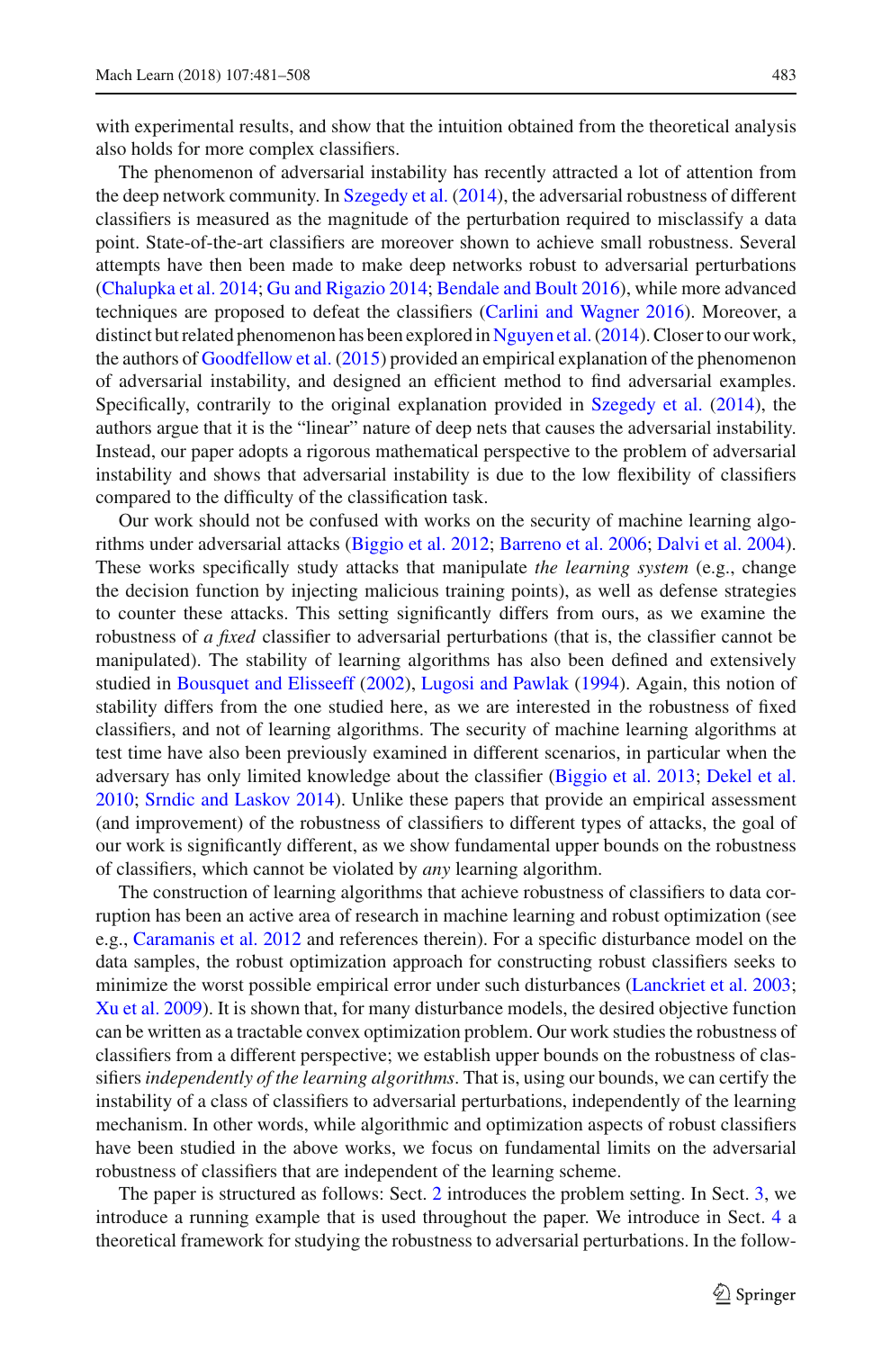with experimental results, and show that the intuition obtained from the theoretical analysis also holds for more complex classifiers.

The phenomenon of adversarial instability has recently attracted a lot of attention from the deep network community. In Szegedy et al. (2014), the adversarial robustness of different classifiers is measured as the magnitude of the perturbation required to misclassify a data point. State-of-the-art classifiers are moreover shown to achieve small robustness. Several attempts have then been made to make deep networks robust to adversarial perturbations (Chalupka et al. 2014; Gu and Rigazio 2014; Bendale and Boult 2016), while more advanced techniques are proposed to defeat the classifiers (Carlini and Wagner 2016). Moreover, a distinct but related phenomenon has been explored in Nguyen et al. (2014). Closer to our work, the authors of Goodfellow et al. (2015) provided an empirical explanation of the phenomenon of adversarial instability, and designed an efficient method to find adversarial examples. Specifically, contrarily to the original explanation provided in Szegedy et al. (2014), the authors argue that it is the "linear" nature of deep nets that causes the adversarial instability. Instead, our paper adopts a rigorous mathematical perspective to the problem of adversarial instability and shows that adversarial instability is due to the low flexibility of classifiers compared to the difficulty of the classification task.

Our work should not be confused with works on the security of machine learning algorithms under adversarial attacks (Biggio et al. 2012; Barreno et al. 2006; Dalvi et al. 2004). These works specifically study attacks that manipulate *the learning system* (e.g., change the decision function by injecting malicious training points), as well as defense strategies to counter these attacks. This setting significantly differs from ours, as we examine the robustness of *a fixed* classifier to adversarial perturbations (that is, the classifier cannot be manipulated). The stability of learning algorithms has also been defined and extensively studied in Bousquet and Elisseeff (2002), Lugosi and Pawlak (1994). Again, this notion of stability differs from the one studied here, as we are interested in the robustness of fixed classifiers, and not of learning algorithms. The security of machine learning algorithms at test time have also been previously examined in different scenarios, in particular when the adversary has only limited knowledge about the classifier (Biggio et al. 2013; Dekel et al. 2010; Srndic and Laskov 2014). Unlike these papers that provide an empirical assessment (and improvement) of the robustness of classifiers to different types of attacks, the goal of our work is significantly different, as we show fundamental upper bounds on the robustness of classifiers, which cannot be violated by *any* learning algorithm.

The construction of learning algorithms that achieve robustness of classifiers to data corruption has been an active area of research in machine learning and robust optimization (see e.g., Caramanis et al. 2012 and references therein). For a specific disturbance model on the data samples, the robust optimization approach for constructing robust classifiers seeks to minimize the worst possible empirical error under such disturbances (Lanckriet et al. 2003; Xu et al. 2009). It is shown that, for many disturbance models, the desired objective function can be written as a tractable convex optimization problem. Our work studies the robustness of classifiers from a different perspective; we establish upper bounds on the robustness of classifiers *independently of the learning algorithms*. That is, using our bounds, we can certify the instability of a class of classifiers to adversarial perturbations, independently of the learning mechanism. In other words, while algorithmic and optimization aspects of robust classifiers have been studied in the above works, we focus on fundamental limits on the adversarial robustness of classifiers that are independent of the learning scheme.

The paper is structured as follows: Sect. 2 introduces the problem setting. In Sect. 3, we introduce a running example that is used throughout the paper. We introduce in Sect. 4 a theoretical framework for studying the robustness to adversarial perturbations. In the follow-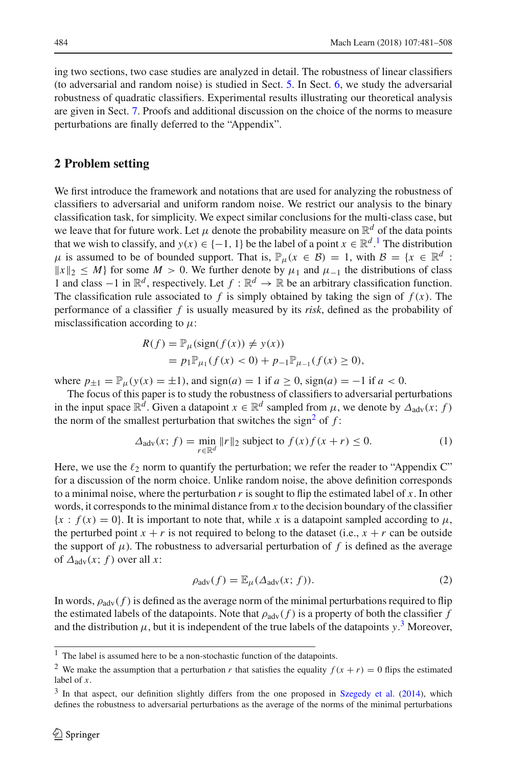ing two sections, two case studies are analyzed in detail. The robustness of linear classifiers (to adversarial and random noise) is studied in Sect. 5. In Sect. 6, we study the adversarial robustness of quadratic classifiers. Experimental results illustrating our theoretical analysis are given in Sect. 7. Proofs and additional discussion on the choice of the norms to measure perturbations are finally deferred to the "Appendix".

## 2 Problem setting

We first introduce the framework and notations that are used for analyzing the robustness of classifiers to adversarial and uniform random noise. We restrict our analysis to the binary classification task, for simplicity. We expect similar conclusions for the multi-class case, but we leave that for future work. Let $\mu$ denote the probability measure on $\mathbb{R}^d$ of the data points that we wish to classify, and $y(x) \in \{-1, 1\}$ be the label of a point $x \in \mathbb{R}^d$.[1] The distribution $\mu$ is assumed to be of bounded support. That is, $\mathbb{P}_\mu(x \in \mathcal{B}) = 1$, with $\mathcal{B} = \{x \in \mathbb{R}^d : \|x\|_2 \leq M\}$ for some $M > 0$. We further denote by $\mu_1$ and $\mu_{-1}$ the distributions of class 1 and class $-1$ in $\mathbb{R}^d$, respectively. Let $f : \mathbb{R}^d \to \mathbb{R}$ be an arbitrary classification function. The classification rule associated to $f$ is simply obtained by taking the sign of $f(x)$. The performance of a classifier $f$ is usually measured by its *risk*, defined as the probability of misclassification according to $\mu$:

$$
\begin{aligned}
R(f) &= \mathbb{P}_\mu(\text{sign}(f(x)) \neq y(x)) \\
&= p_1 \mathbb{P}_{\mu_1}(f(x) < 0) + p_{-1} \mathbb{P}_{\mu_{-1}}(f(x) \geq 0),
\end{aligned}
$$

where $p_{\pm 1} = \mathbb{P}_\mu(y(x) = \pm 1)$, and $\text{sign}(a) = 1$ if $a \geq 0$, $\text{sign}(a) = -1$ if $a < 0$.

The focus of this paper is to study the robustness of classifiers to adversarial perturbations in the input space $\mathbb{R}^d$. Given a datapoint $x \in \mathbb{R}^d$ sampled from $\mu$, we denote by $\Delta_{\text{adv}}(x; f)$ the norm of the smallest perturbation that switches the sign[2] of $f$:

$$
\Delta_{\text{adv}}(x; f) = \min_{r \in \mathbb{R}^d} \|r\|_2 \text{ subject to } f(x) f(x + r) \leq 0. \tag{1}
$$

Here, we use the $\ell_2$ norm to quantify the perturbation; we refer the reader to "Appendix C" for a discussion of the norm choice. Unlike random noise, the above definition corresponds to a minimal noise, where the perturbation $r$ is sought to flip the estimated label of $x$. In other words, it corresponds to the minimal distance from $x$ to the decision boundary of the classifier $\{x : f(x) = 0\}$. It is important to note that, while $x$ is a datapoint sampled according to $\mu$, the perturbed point $x + r$ is not required to belong to the dataset (i.e., $x + r$ can be outside the support of $\mu$). The robustness to adversarial perturbation of $f$ is defined as the average of $\Delta_{\text{adv}}(x; f)$ over all $x$:

$$
\rho_{\text{adv}}(f) = \mathbb{E}_\mu(\Delta_{\text{adv}}(x; f)). \tag{2}
$$

In words, $\rho_{\text{adv}}(f)$ is defined as the average norm of the minimal perturbations required to flip the estimated labels of the datapoints. Note that $\rho_{\text{adv}}(f)$ is a property of both the classifier $f$ and the distribution $\mu$, but it is independent of the true labels of the datapoints $y$.[3] Moreover,

---

[1] The label is assumed here to be a non-stochastic function of the datapoints.

[2] We make the assumption that a perturbation $r$ that satisfies the equality $f(x + r) = 0$ flips the estimated label of $x$.

[3] In that aspect, our definition slightly differs from the one proposed in Szegedy et al. (2014), which defines the robustness to adversarial perturbations as the average of the norms of the minimal perturbations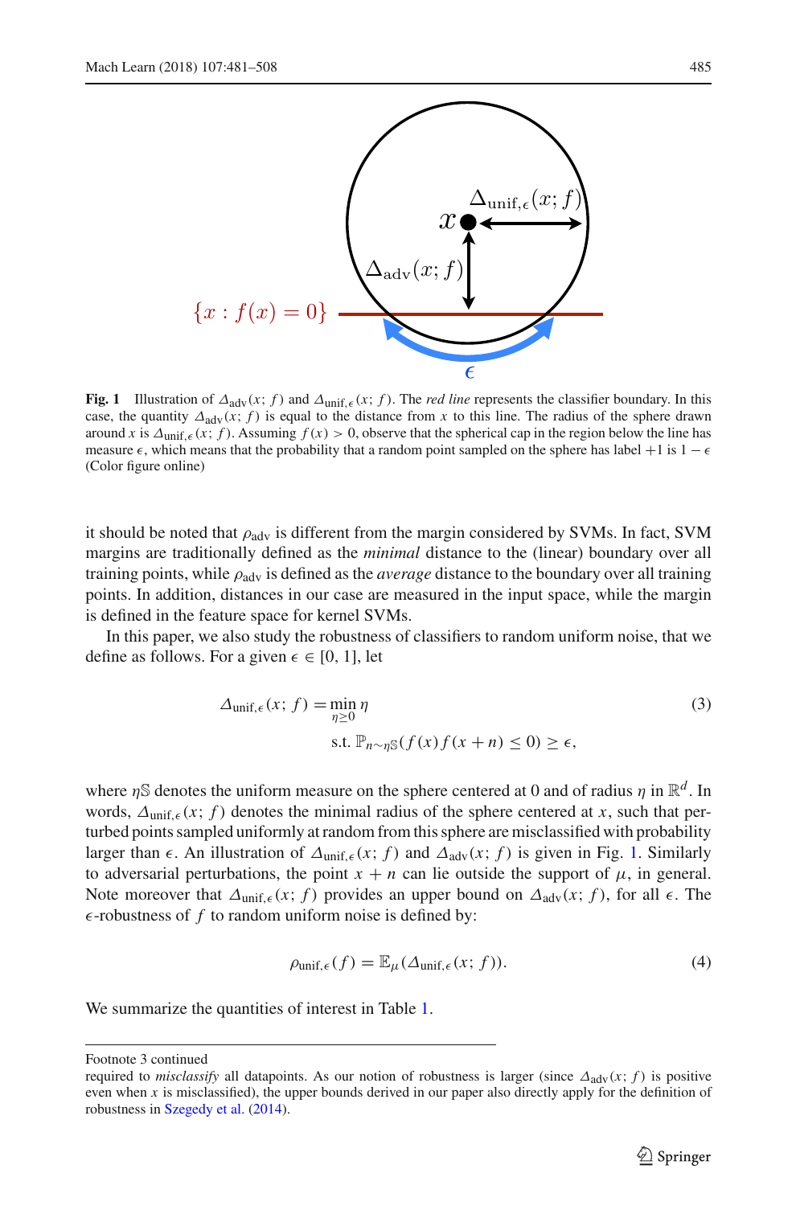**Fig. 1** Illustration of $\Delta_{\text{adv}}(x; f)$ and $\Delta_{\text{unif},\epsilon}(x; f)$. The *red line* represents the classifier boundary. In this case, the quantity $\Delta_{\text{adv}}(x; f)$ is equal to the distance from $x$ to this line. The radius of the sphere drawn around $x$ is $\Delta_{\text{unif},\epsilon}(x; f)$. Assuming $f(x) > 0$, observe that the spherical cap in the region below the line has measure $\epsilon$, which means that the probability that a random point sampled on the sphere has label $+1$ is $1 - \epsilon$ (Color figure online)

it should be noted that $\rho_{\text{adv}}$ is different from the margin considered by SVMs. In fact, SVM margins are traditionally defined as the *minimal* distance to the (linear) boundary over all training points, while $\rho_{\text{adv}}$ is defined as the *average* distance to the boundary over all training points. In addition, distances in our case are measured in the input space, while the margin is defined in the feature space for kernel SVMs.

In this paper, we also study the robustness of classifiers to random uniform noise, that we define as follows. For a given $\epsilon \in [0, 1]$, let

$$
\begin{aligned}
\Delta_{\text{unif},\epsilon}(x; f) = &\min_{\eta \geq 0} \eta \\
&\text{s.t. } \mathbb{P}_{n \sim \eta \mathbb{S}}(f(x) f(x + n) \leq 0) \geq \epsilon,
\end{aligned}
\tag{3}
$$

where $\eta \mathbb{S}$ denotes the uniform measure on the sphere centered at 0 and of radius $\eta$ in $\mathbb{R}^d$. In words, $\Delta_{\text{unif},\epsilon}(x; f)$ denotes the minimal radius of the sphere centered at $x$, such that perturbed points sampled uniformly at random from this sphere are misclassified with probability larger than $\epsilon$. An illustration of $\Delta_{\text{unif},\epsilon}(x; f)$ and $\Delta_{\text{adv}}(x; f)$ is given in Fig. 1. Similarly to adversarial perturbations, the point $x + n$ can lie outside the support of $\mu$, in general. Note moreover that $\Delta_{\text{unif},\epsilon}(x; f)$ provides an upper bound on $\Delta_{\text{adv}}(x; f)$, for all $\epsilon$. The $\epsilon$-robustness of $f$ to random uniform noise is defined by:

$$
\rho_{\text{unif},\epsilon}(f) = \mathbb{E}_{\mu}(\Delta_{\text{unif},\epsilon}(x; f)).
\tag{4}
$$

We summarize the quantities of interest in Table 1.

Footnote 3 continued
required to *misclassify* all datapoints. As our notion of robustness is larger (since $\Delta_{\text{adv}}(x; f)$ is positive even when $x$ is misclassified), the upper bounds derived in our paper also directly apply for the definition of robustness in Szegedy et al. (2014).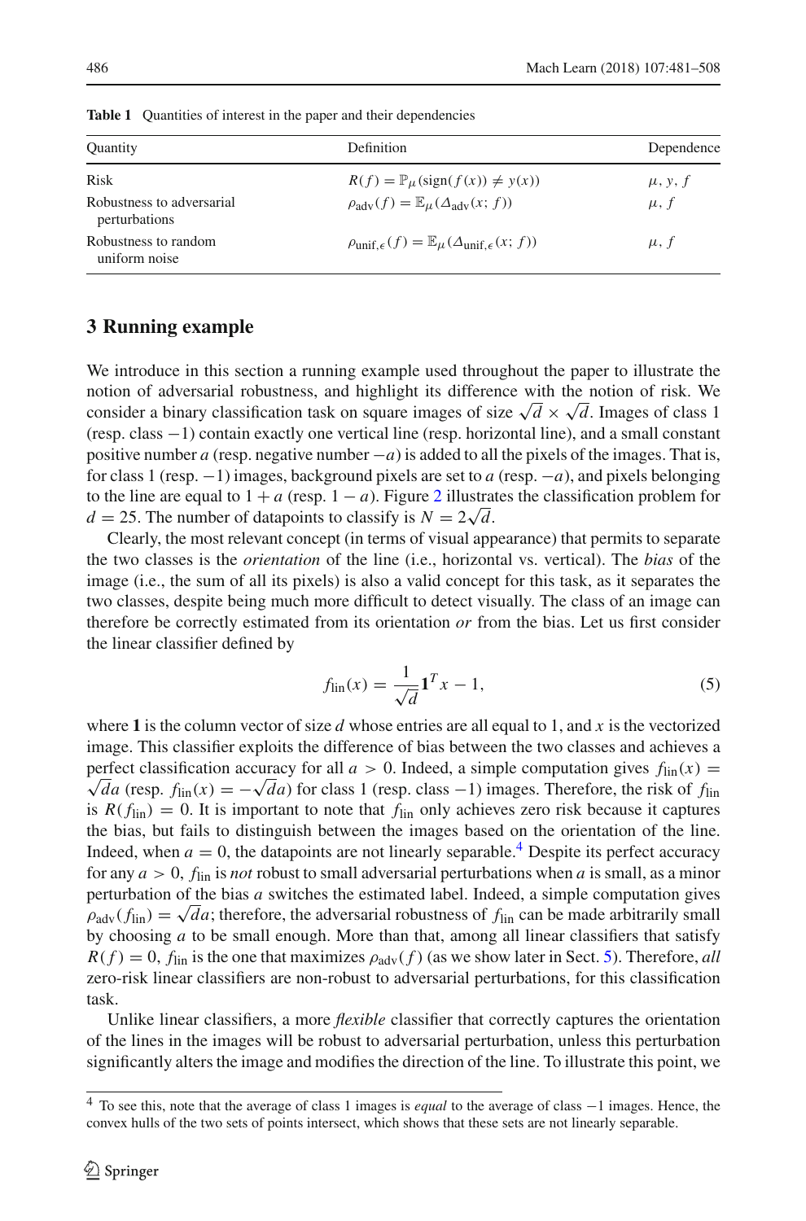**Table 1** Quantities of interest in the paper and their dependencies

| Quantity | Definition | Dependence |
|---|---|---|
| Risk | $R(f) = \mathbb{P}_\mu(\text{sign}(f(x)) \neq y(x))$ | $\mu, y, f$ |
| Robustness to adversarial perturbations | $\rho_{\text{adv}}(f) = \mathbb{E}_\mu(\Delta_{\text{adv}}(x; f))$ | $\mu, f$ |
| Robustness to random uniform noise | $\rho_{\text{unif},\epsilon}(f) = \mathbb{E}_\mu(\Delta_{\text{unif},\epsilon}(x; f))$ | $\mu, f$ |

## 3 Running example

We introduce in this section a running example used throughout the paper to illustrate the notion of adversarial robustness, and highlight its difference with the notion of risk. We consider a binary classification task on square images of size $\sqrt{d} \times \sqrt{d}$. Images of class 1 (resp. class $-1$) contain exactly one vertical line (resp. horizontal line), and a small constant positive number $a$ (resp. negative number $-a$) is added to all the pixels of the images. That is, for class 1 (resp. $-1$) images, background pixels are set to $a$ (resp. $-a$), and pixels belonging to the line are equal to $1 + a$ (resp. $1 - a$). Figure 2 illustrates the classification problem for $d = 25$. The number of datapoints to classify is $N = 2\sqrt{d}$.

Clearly, the most relevant concept (in terms of visual appearance) that permits to separate the two classes is the *orientation* of the line (i.e., horizontal vs. vertical). The *bias* of the image (i.e., the sum of all its pixels) is also a valid concept for this task, as it separates the two classes, despite being much more difficult to detect visually. The class of an image can therefore be correctly estimated from its orientation *or* from the bias. Let us first consider the linear classifier defined by

$$f_{\text{lin}}(x) = \frac{1}{\sqrt{d}} \mathbf{1}^T x - 1, \tag{5}$$

where $\mathbf{1}$ is the column vector of size $d$ whose entries are all equal to 1, and $x$ is the vectorized image. This classifier exploits the difference of bias between the two classes and achieves a perfect classification accuracy for all $a > 0$. Indeed, a simple computation gives $f_{\text{lin}}(x) = \sqrt{d}a$ (resp. $f_{\text{lin}}(x) = -\sqrt{d}a$) for class 1 (resp. class $-1$) images. Therefore, the risk of $f_{\text{lin}}$ is $R(f_{\text{lin}}) = 0$. It is important to note that $f_{\text{lin}}$ only achieves zero risk because it captures the bias, but fails to distinguish between the images based on the orientation of the line. Indeed, when $a = 0$, the datapoints are not linearly separable.[4] Despite its perfect accuracy for any $a > 0$, $f_{\text{lin}}$ is *not* robust to small adversarial perturbations when $a$ is small, as a minor perturbation of the bias $a$ switches the estimated label. Indeed, a simple computation gives $\rho_{\text{adv}}(f_{\text{lin}}) = \sqrt{d}a$; therefore, the adversarial robustness of $f_{\text{lin}}$ can be made arbitrarily small by choosing $a$ to be small enough. More than that, among all linear classifiers that satisfy $R(f) = 0$, $f_{\text{lin}}$ is the one that maximizes $\rho_{\text{adv}}(f)$ (as we show later in Sect. 5). Therefore, *all* zero-risk linear classifiers are non-robust to adversarial perturbations, for this classification task.

Unlike linear classifiers, a more *flexible* classifier that correctly captures the orientation of the lines in the images will be robust to adversarial perturbation, unless this perturbation significantly alters the image and modifies the direction of the line. To illustrate this point, we

[4] To see this, note that the average of class 1 images is *equal* to the average of class $-1$ images. Hence, the convex hulls of the two sets of points intersect, which shows that these sets are not linearly separable.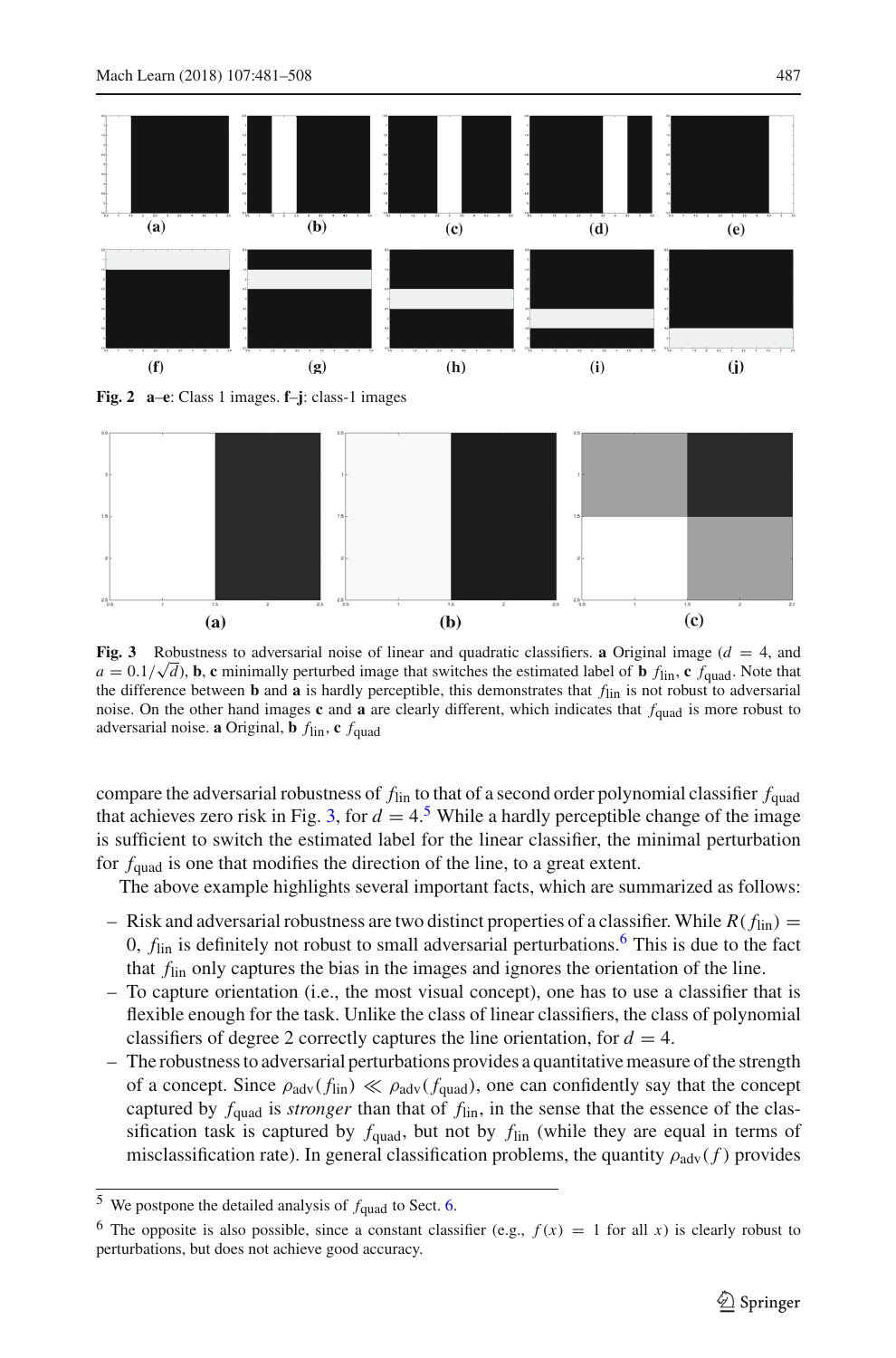**(a)** **(b)** **(c)** **(d)** **(e)**

**(f)** **(g)** **(h)** **(i)** **(j)**

**Fig. 2** **a–e**: Class 1 images. **f–j**: class-1 images

**(a)** **(b)** **(c)**

**Fig. 3** Robustness to adversarial noise of linear and quadratic classifiers. **a** Original image ($d = 4$, and $a = 0.1/\sqrt{d}$), **b**, **c** minimally perturbed image that switches the estimated label of **b** $f_{\text{lin}}$, **c** $f_{\text{quad}}$. Note that the difference between **b** and **a** is hardly perceptible, this demonstrates that $f_{\text{lin}}$ is not robust to adversarial noise. On the other hand images **c** and **a** are clearly different, which indicates that $f_{\text{quad}}$ is more robust to adversarial noise. **a** Original, **b** $f_{\text{lin}}$, **c** $f_{\text{quad}}$

compare the adversarial robustness of $f_{\text{lin}}$ to that of a second order polynomial classifier $f_{\text{quad}}$ that achieves zero risk in Fig. 3, for $d = 4$.[5] While a hardly perceptible change of the image is sufficient to switch the estimated label for the linear classifier, the minimal perturbation for $f_{\text{quad}}$ is one that modifies the direction of the line, to a great extent.

The above example highlights several important facts, which are summarized as follows:

- Risk and adversarial robustness are two distinct properties of a classifier. While $R(f_{\text{lin}}) = 0$, $f_{\text{lin}}$ is definitely not robust to small adversarial perturbations.[6] This is due to the fact that $f_{\text{lin}}$ only captures the bias in the images and ignores the orientation of the line.
- To capture orientation (i.e., the most visual concept), one has to use a classifier that is flexible enough for the task. Unlike the class of linear classifiers, the class of polynomial classifiers of degree 2 correctly captures the line orientation, for $d = 4$.
- The robustness to adversarial perturbations provides a quantitative measure of the strength of a concept. Since $\rho_{\text{adv}}(f_{\text{lin}}) \ll \rho_{\text{adv}}(f_{\text{quad}})$, one can confidently say that the concept captured by $f_{\text{quad}}$ is *stronger* than that of $f_{\text{lin}}$, in the sense that the essence of the classification task is captured by $f_{\text{quad}}$, but not by $f_{\text{lin}}$ (while they are equal in terms of misclassification rate). In general classification problems, the quantity $\rho_{\text{adv}}(f)$ provides

---

[5] We postpone the detailed analysis of $f_{\text{quad}}$ to Sect. 6.

[6] The opposite is also possible, since a constant classifier (e.g., $f(x) = 1$ for all $x$) is clearly robust to perturbations, but does not achieve good accuracy.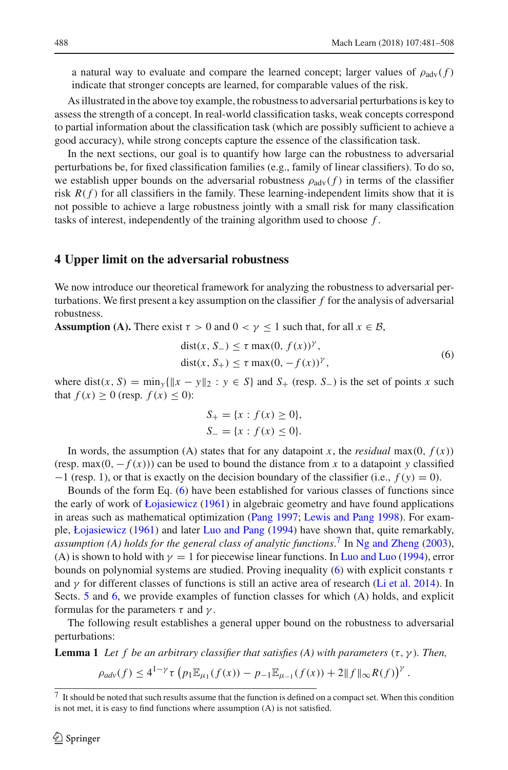a natural way to evaluate and compare the learned concept; larger values of $\rho_{\text{adv}}(f)$ indicate that stronger concepts are learned, for comparable values of the risk.

As illustrated in the above toy example, the robustness to adversarial perturbations is key to assess the strength of a concept. In real-world classification tasks, weak concepts correspond to partial information about the classification task (which are possibly sufficient to achieve a good accuracy), while strong concepts capture the essence of the classification task.

In the next sections, our goal is to quantify how large can the robustness to adversarial perturbations be, for fixed classification families (e.g., family of linear classifiers). To do so, we establish upper bounds on the adversarial robustness $\rho_{\text{adv}}(f)$ in terms of the classifier risk $R(f)$ for all classifiers in the family. These learning-independent limits show that it is not possible to achieve a large robustness jointly with a small risk for many classification tasks of interest, independently of the training algorithm used to choose $f$.

## 4 Upper limit on the adversarial robustness

We now introduce our theoretical framework for analyzing the robustness to adversarial perturbations. We first present a key assumption on the classifier $f$ for the analysis of adversarial robustness.

**Assumption (A).** There exist $\tau > 0$ and $0 < \gamma \leq 1$ such that, for all $x \in \mathcal{B}$,

$$\begin{aligned} \text{dist}(x, S_-) &\leq \tau \max(0, f(x))^{\gamma}, \\ \text{dist}(x, S_+) &\leq \tau \max(0, -f(x))^{\gamma}, \end{aligned} \tag{6}$$

where $\text{dist}(x, S) = \min_y \{\|x - y\|_2 : y \in S\}$ and $S_+$ (resp. $S_-$) is the set of points $x$ such that $f(x) \geq 0$ (resp. $f(x) \leq 0$):

$$\begin{aligned} S_+ &= \{x : f(x) \geq 0\}, \\ S_- &= \{x : f(x) \leq 0\}. \end{aligned}$$

In words, the assumption (A) states that for any datapoint $x$, the *residual* $\max(0, f(x))$ (resp. $\max(0, -f(x))$) can be used to bound the distance from $x$ to a datapoint $y$ classified $-1$ (resp. 1), or that is exactly on the decision boundary of the classifier (i.e., $f(y) = 0$).

Bounds of the form Eq. (6) have been established for various classes of functions since the early of work of Łojasiewicz (1961) in algebraic geometry and have found applications in areas such as mathematical optimization (Pang 1997; Lewis and Pang 1998). For example, Łojasiewicz (1961) and later Luo and Pang (1994) have shown that, quite remarkably, *assumption (A) holds for the general class of analytic functions*.[7] In Ng and Zheng (2003), (A) is shown to hold with $\gamma = 1$ for piecewise linear functions. In Luo and Luo (1994), error bounds on polynomial systems are studied. Proving inequality (6) with explicit constants $\tau$ and $\gamma$ for different classes of functions is still an active area of research (Li et al. 2014). In Sects. 5 and 6, we provide examples of function classes for which (A) holds, and explicit formulas for the parameters $\tau$ and $\gamma$.

The following result establishes a general upper bound on the robustness to adversarial perturbations:

**Lemma 1** *Let $f$ be an arbitrary classifier that satisfies (A) with parameters $(\tau, \gamma)$. Then,*

$$\rho_{adv}(f) \leq 4^{1-\gamma} \tau \left( p_1 \mathbb{E}_{\mu_1}(f(x)) - p_{-1} \mathbb{E}_{\mu_{-1}}(f(x)) + 2\|f\|_{\infty} R(f) \right)^{\gamma}.$$

[7] It should be noted that such results assume that the function is defined on a compact set. When this condition is not met, it is easy to find functions where assumption (A) is not satisfied.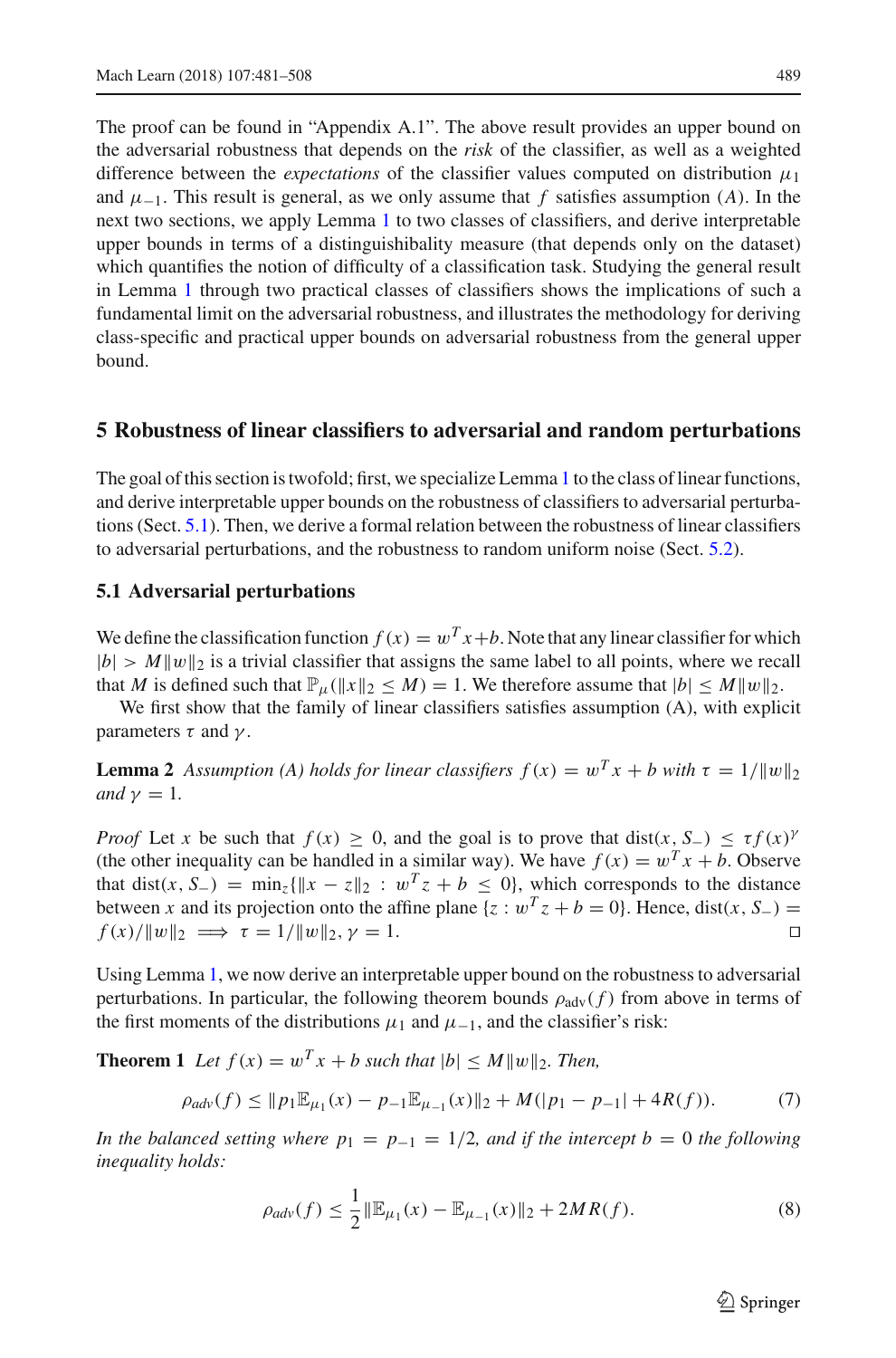The proof can be found in "Appendix A.1". The above result provides an upper bound on the adversarial robustness that depends on the *risk* of the classifier, as well as a weighted difference between the *expectations* of the classifier values computed on distribution $\mu_1$ and $\mu_{-1}$. This result is general, as we only assume that $f$ satisfies assumption $(A)$. In the next two sections, we apply Lemma 1 to two classes of classifiers, and derive interpretable upper bounds in terms of a distinguishability measure (that depends only on the dataset) which quantifies the notion of difficulty of a classification task. Studying the general result in Lemma 1 through two practical classes of classifiers shows the implications of such a fundamental limit on the adversarial robustness, and illustrates the methodology for deriving class-specific and practical upper bounds on adversarial robustness from the general upper bound.

## 5 Robustness of linear classifiers to adversarial and random perturbations

The goal of this section is twofold; first, we specialize Lemma 1 to the class of linear functions, and derive interpretable upper bounds on the robustness of classifiers to adversarial perturbations (Sect. 5.1). Then, we derive a formal relation between the robustness of linear classifiers to adversarial perturbations, and the robustness to random uniform noise (Sect. 5.2).

### 5.1 Adversarial perturbations

We define the classification function $f(x) = w^T x + b$. Note that any linear classifier for which $|b| > M\|w\|_2$ is a trivial classifier that assigns the same label to all points, where we recall that $M$ is defined such that $\mathbb{P}_\mu(\|x\|_2 \leq M) = 1$. We therefore assume that $|b| \leq M\|w\|_2$.

We first show that the family of linear classifiers satisfies assumption (A), with explicit parameters $\tau$ and $\gamma$.

**Lemma 2** *Assumption (A) holds for linear classifiers $f(x) = w^T x + b$ with $\tau = 1/\|w\|_2$ and $\gamma = 1$.*

*Proof* Let $x$ be such that $f(x) \geq 0$, and the goal is to prove that $\text{dist}(x, S_-) \leq \tau f(x)^\gamma$ (the other inequality can be handled in a similar way). We have $f(x) = w^T x + b$. Observe that $\text{dist}(x, S_-) = \min_z\{\|x - z\|_2 : w^T z + b \leq 0\}$, which corresponds to the distance between $x$ and its projection onto the affine plane $\{z : w^T z + b = 0\}$. Hence, $\text{dist}(x, S_-) = f(x)/\|w\|_2 \implies \tau = 1/\|w\|_2, \gamma = 1$. □

Using Lemma 1, we now derive an interpretable upper bound on the robustness to adversarial perturbations. In particular, the following theorem bounds $\rho_{\text{adv}}(f)$ from above in terms of the first moments of the distributions $\mu_1$ and $\mu_{-1}$, and the classifier's risk:

**Theorem 1** *Let $f(x) = w^T x + b$ such that $|b| \leq M\|w\|_2$. Then,*

$$\rho_{adv}(f) \leq \|p_1 \mathbb{E}_{\mu_1}(x) - p_{-1}\mathbb{E}_{\mu_{-1}}(x)\|_2 + M(|p_1 - p_{-1}| + 4R(f)). \tag{7}$$

*In the balanced setting where $p_1 = p_{-1} = 1/2$, and if the intercept $b = 0$ the following inequality holds:*

$$\rho_{adv}(f) \leq \frac{1}{2}\|\mathbb{E}_{\mu_1}(x) - \mathbb{E}_{\mu_{-1}}(x)\|_2 + 2MR(f). \tag{8}$$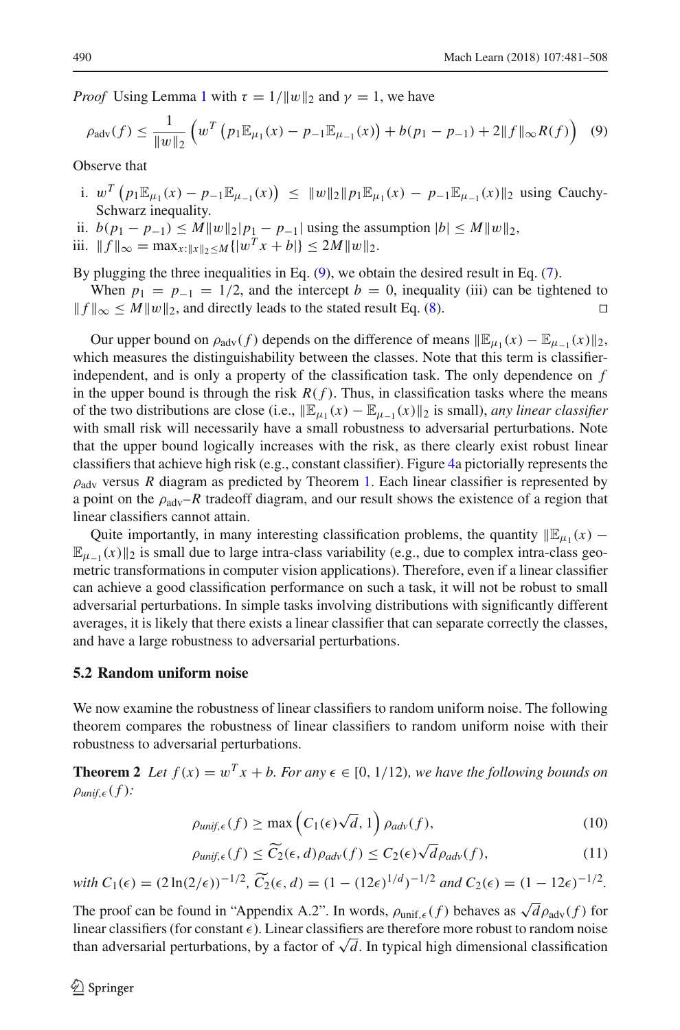*Proof* Using Lemma 1 with $\tau = 1/\|w\|_2$ and $\gamma = 1$, we have

$$\rho_{\text{adv}}(f) \leq \frac{1}{\|w\|_2}\left(w^T\left(p_1\mathbb{E}_{\mu_1}(x) - p_{-1}\mathbb{E}_{\mu_{-1}}(x)\right) + b(p_1 - p_{-1}) + 2\|f\|_\infty R(f)\right) \quad (9)$$

Observe that

i. $w^T\left(p_1\mathbb{E}_{\mu_1}(x) - p_{-1}\mathbb{E}_{\mu_{-1}}(x)\right) \leq \|w\|_2\|p_1\mathbb{E}_{\mu_1}(x) - p_{-1}\mathbb{E}_{\mu_{-1}}(x)\|_2$ using Cauchy-Schwarz inequality.

ii. $b(p_1 - p_{-1}) \leq M\|w\|_2|p_1 - p_{-1}|$ using the assumption $|b| \leq M\|w\|_2$,

iii. $\|f\|_\infty = \max_{x:\|x\|_2 \leq M}\{|w^T x + b|\} \leq 2M\|w\|_2$.

By plugging the three inequalities in Eq. (9), we obtain the desired result in Eq. (7).

When $p_1 = p_{-1} = 1/2$, and the intercept $b = 0$, inequality (iii) can be tightened to $\|f\|_\infty \leq M\|w\|_2$, and directly leads to the stated result Eq. (8). □

Our upper bound on $\rho_{\text{adv}}(f)$ depends on the difference of means $\|\mathbb{E}_{\mu_1}(x) - \mathbb{E}_{\mu_{-1}}(x)\|_2$, which measures the distinguishability between the classes. Note that this term is classifier-independent, and is only a property of the classification task. The only dependence on $f$ in the upper bound is through the risk $R(f)$. Thus, in classification tasks where the means of the two distributions are close (i.e., $\|\mathbb{E}_{\mu_1}(x) - \mathbb{E}_{\mu_{-1}}(x)\|_2$ is small), *any linear classifier* with small risk will necessarily have a small robustness to adversarial perturbations. Note that the upper bound logically increases with the risk, as there clearly exist robust linear classifiers that achieve high risk (e.g., constant classifier). Figure 4a pictorially represents the $\rho_{\text{adv}}$ versus $R$ diagram as predicted by Theorem 1. Each linear classifier is represented by a point on the $\rho_{\text{adv}}$–$R$ tradeoff diagram, and our result shows the existence of a region that linear classifiers cannot attain.

Quite importantly, in many interesting classification problems, the quantity $\|\mathbb{E}_{\mu_1}(x) - \mathbb{E}_{\mu_{-1}}(x)\|_2$ is small due to large intra-class variability (e.g., due to complex intra-class geometric transformations in computer vision applications). Therefore, even if a linear classifier can achieve a good classification performance on such a task, it will not be robust to small adversarial perturbations. In simple tasks involving distributions with significantly different averages, it is likely that there exists a linear classifier that can separate correctly the classes, and have a large robustness to adversarial perturbations.

### 5.2 Random uniform noise

We now examine the robustness of linear classifiers to random uniform noise. The following theorem compares the robustness of linear classifiers to random uniform noise with their robustness to adversarial perturbations.

**Theorem 2** *Let $f(x) = w^T x + b$. For any $\epsilon \in [0, 1/12)$, we have the following bounds on $\rho_{unif,\epsilon}(f)$:*

$$\rho_{unif,\epsilon}(f) \geq \max\left(C_1(\epsilon)\sqrt{d}, 1\right)\rho_{adv}(f), \quad (10)$$

$$\rho_{unif,\epsilon}(f) \leq \widetilde{C_2}(\epsilon, d)\rho_{adv}(f) \leq C_2(\epsilon)\sqrt{d}\rho_{adv}(f), \quad (11)$$

*with $C_1(\epsilon) = (2\ln(2/\epsilon))^{-1/2}$, $\widetilde{C_2}(\epsilon, d) = (1 - (12\epsilon)^{1/d})^{-1/2}$ and $C_2(\epsilon) = (1 - 12\epsilon)^{-1/2}$.*

The proof can be found in "Appendix A.2". In words, $\rho_{\text{unif},\epsilon}(f)$ behaves as $\sqrt{d}\rho_{\text{adv}}(f)$ for linear classifiers (for constant $\epsilon$). Linear classifiers are therefore more robust to random noise than adversarial perturbations, by a factor of $\sqrt{d}$. In typical high dimensional classification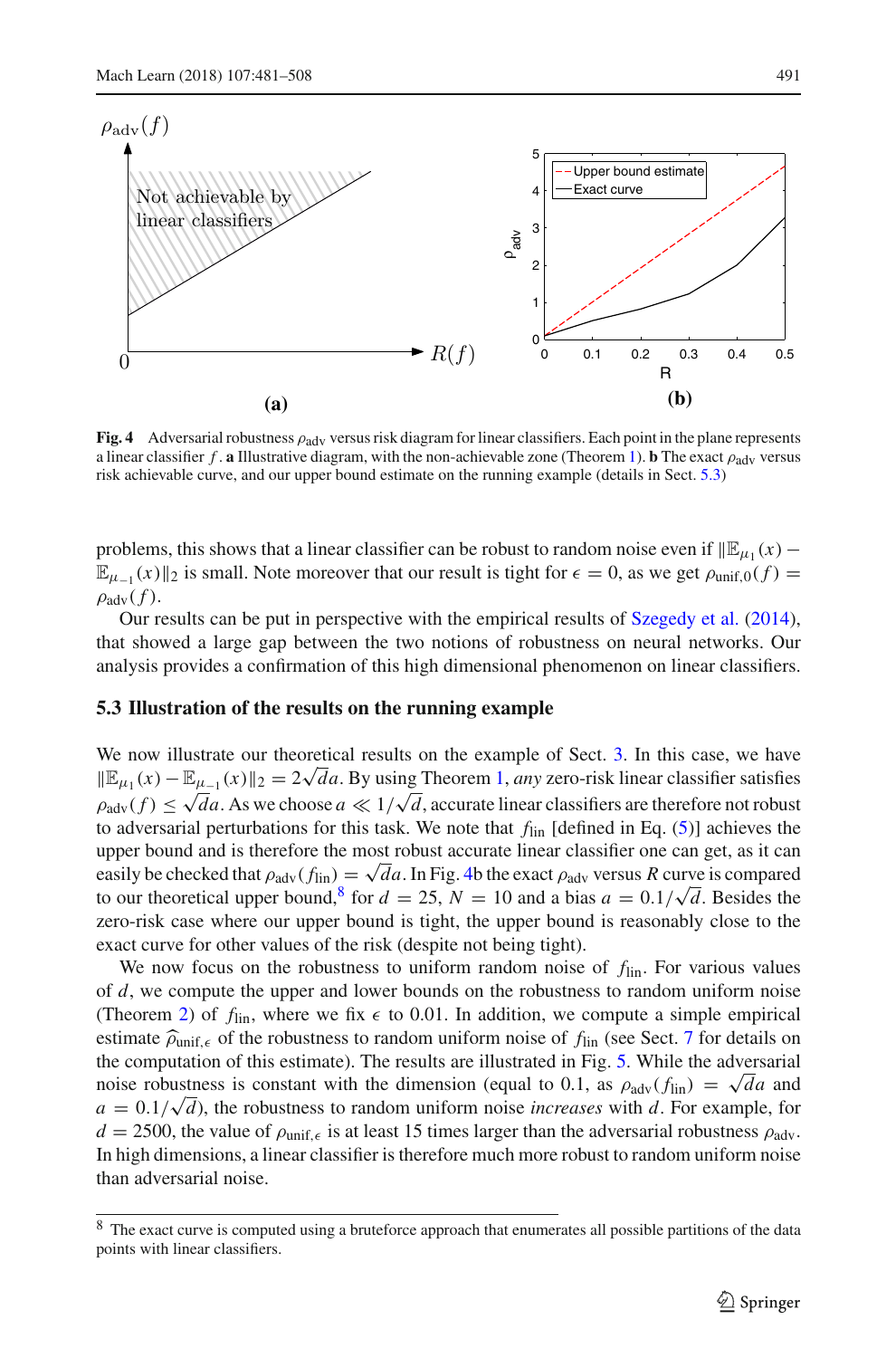**Fig. 4** Adversarial robustness $\rho_{\text{adv}}$ versus risk diagram for linear classifiers. Each point in the plane represents a linear classifier $f$. **a** Illustrative diagram, with the non-achievable zone (Theorem 1). **b** The exact $\rho_{\text{adv}}$ versus risk achievable curve, and our upper bound estimate on the running example (details in Sect. 5.3)

problems, this shows that a linear classifier can be robust to random noise even if $\|\mathbb{E}_{\mu_1}(x) - \mathbb{E}_{\mu_{-1}}(x)\|_2$ is small. Note moreover that our result is tight for $\epsilon = 0$, as we get $\rho_{\text{unif},0}(f) = \rho_{\text{adv}}(f)$.

Our results can be put in perspective with the empirical results of Szegedy et al. (2014), that showed a large gap between the two notions of robustness on neural networks. Our analysis provides a confirmation of this high dimensional phenomenon on linear classifiers.

### 5.3 Illustration of the results on the running example

We now illustrate our theoretical results on the example of Sect. 3. In this case, we have $\|\mathbb{E}_{\mu_1}(x) - \mathbb{E}_{\mu_{-1}}(x)\|_2 = 2\sqrt{d}a$. By using Theorem 1, *any* zero-risk linear classifier satisfies $\rho_{\text{adv}}(f) \leq \sqrt{d}a$. As we choose $a \ll 1/\sqrt{d}$, accurate linear classifiers are therefore not robust to adversarial perturbations for this task. We note that $f_{\text{lin}}$ [defined in Eq. (5)] achieves the upper bound and is therefore the most robust accurate linear classifier one can get, as it can easily be checked that $\rho_{\text{adv}}(f_{\text{lin}}) = \sqrt{d}a$. In Fig. 4b the exact $\rho_{\text{adv}}$ versus $R$ curve is compared to our theoretical upper bound,[8] for $d = 25$, $N = 10$ and a bias $a = 0.1/\sqrt{d}$. Besides the zero-risk case where our upper bound is tight, the upper bound is reasonably close to the exact curve for other values of the risk (despite not being tight).

We now focus on the robustness to uniform random noise of $f_{\text{lin}}$. For various values of $d$, we compute the upper and lower bounds on the robustness to random uniform noise (Theorem 2) of $f_{\text{lin}}$, where we fix $\epsilon$ to 0.01. In addition, we compute a simple empirical estimate $\widehat{\rho}_{\text{unif},\epsilon}$ of the robustness to random uniform noise of $f_{\text{lin}}$ (see Sect. 7 for details on the computation of this estimate). The results are illustrated in Fig. 5. While the adversarial noise robustness is constant with the dimension (equal to 0.1, as $\rho_{\text{adv}}(f_{\text{lin}}) = \sqrt{d}a$ and $a = 0.1/\sqrt{d}$), the robustness to random uniform noise *increases* with $d$. For example, for $d = 2500$, the value of $\rho_{\text{unif},\epsilon}$ is at least 15 times larger than the adversarial robustness $\rho_{\text{adv}}$. In high dimensions, a linear classifier is therefore much more robust to random uniform noise than adversarial noise.

[8] The exact curve is computed using a bruteforce approach that enumerates all possible partitions of the data points with linear classifiers.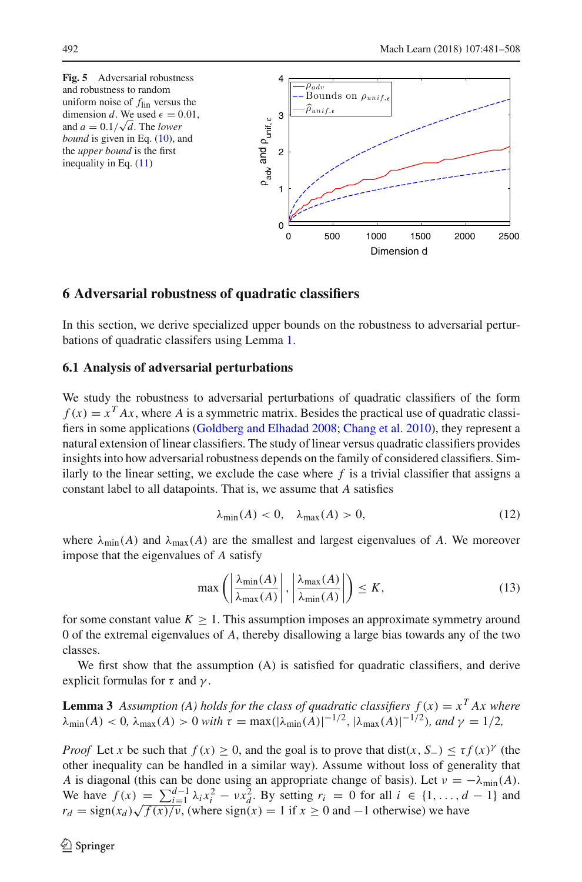**Fig. 5** Adversarial robustness and robustness to random uniform noise of $f_{\text{lin}}$ versus the dimension $d$. We used $\epsilon = 0.01$, and $a = 0.1/\sqrt{d}$. The *lower bound* is given in Eq. (10), and the *upper bound* is the first inequality in Eq. (11)

## 6 Adversarial robustness of quadratic classifiers

In this section, we derive specialized upper bounds on the robustness to adversarial perturbations of quadratic classifers using Lemma 1.

### 6.1 Analysis of adversarial perturbations

We study the robustness to adversarial perturbations of quadratic classifiers of the form $f(x) = x^T Ax$, where $A$ is a symmetric matrix. Besides the practical use of quadratic classifiers in some applications (Goldberg and Elhadad 2008; Chang et al. 2010), they represent a natural extension of linear classifiers. The study of linear versus quadratic classifiers provides insights into how adversarial robustness depends on the family of considered classifiers. Similarly to the linear setting, we exclude the case where $f$ is a trivial classifier that assigns a constant label to all datapoints. That is, we assume that $A$ satisfies

$$\lambda_{\min}(A) < 0, \quad \lambda_{\max}(A) > 0, \tag{12}$$

where $\lambda_{\min}(A)$ and $\lambda_{\max}(A)$ are the smallest and largest eigenvalues of $A$. We moreover impose that the eigenvalues of $A$ satisfy

$$\max\left( \left| \frac{\lambda_{\min}(A)}{\lambda_{\max}(A)} \right|, \left| \frac{\lambda_{\max}(A)}{\lambda_{\min}(A)} \right| \right) \leq K, \tag{13}$$

for some constant value $K \geq 1$. This assumption imposes an approximate symmetry around 0 of the extremal eigenvalues of $A$, thereby disallowing a large bias towards any of the two classes.

We first show that the assumption (A) is satisfied for quadratic classifiers, and derive explicit formulas for $\tau$ and $\gamma$.

**Lemma 3** *Assumption (A) holds for the class of quadratic classifiers $f(x) = x^T Ax$ where $\lambda_{\min}(A) < 0$, $\lambda_{\max}(A) > 0$ with $\tau = \max(|\lambda_{\min}(A)|^{-1/2}, |\lambda_{\max}(A)|^{-1/2})$, and $\gamma = 1/2$,*

*Proof* Let $x$ be such that $f(x) \geq 0$, and the goal is to prove that $\text{dist}(x, S_-) \leq \tau f(x)^\gamma$ (the other inequality can be handled in a similar way). Assume without loss of generality that $A$ is diagonal (this can be done using an appropriate change of basis). Let $\nu = -\lambda_{\min}(A)$. We have $f(x) = \sum_{i=1}^{d-1} \lambda_i x_i^2 - \nu x_d^2$. By setting $r_i = 0$ for all $i \in \{1, \ldots, d-1\}$ and $r_d = \text{sign}(x_d)\sqrt{f(x)/\nu}$, (where $\text{sign}(x) = 1$ if $x \geq 0$ and $-1$ otherwise) we have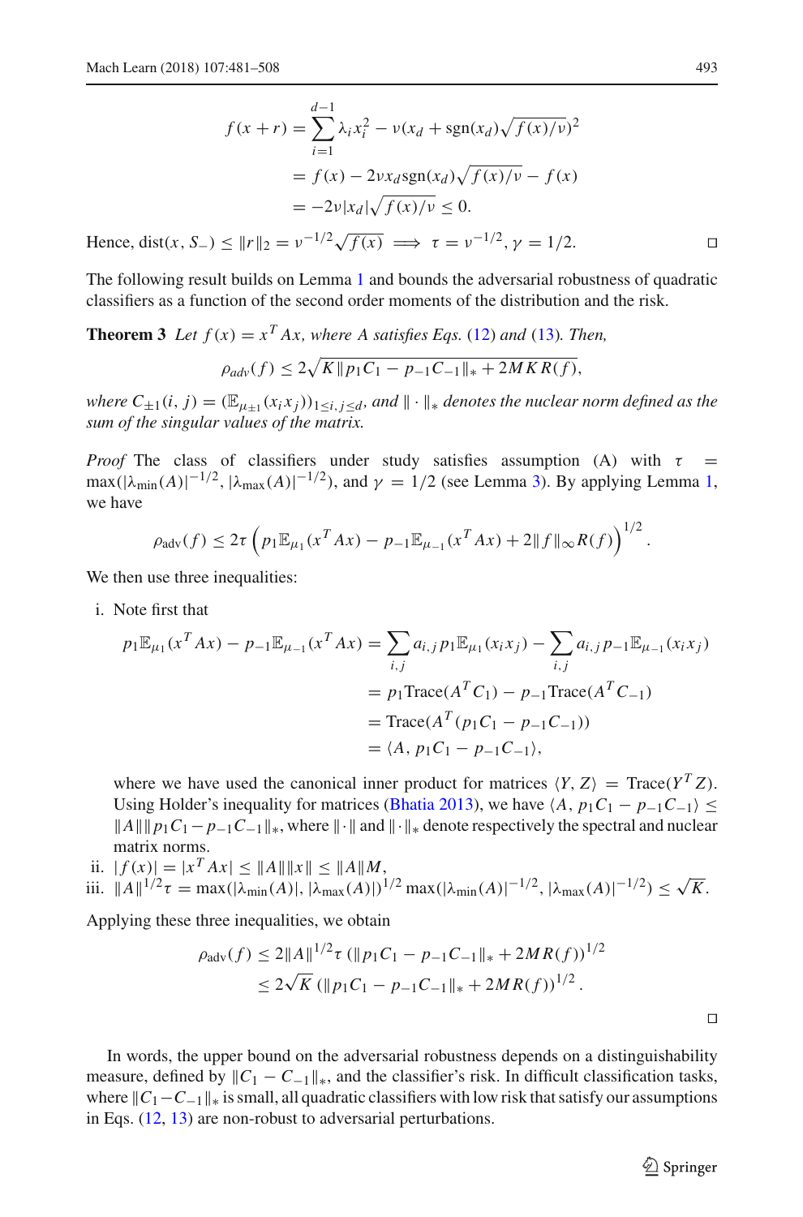$$
\begin{aligned}
f(x+r) &= \sum_{i=1}^{d-1} \lambda_i x_i^2 - \nu(x_d + \text{sgn}(x_d)\sqrt{f(x)/\nu})^2 \\
&= f(x) - 2\nu x_d \text{sgn}(x_d)\sqrt{f(x)/\nu} - f(x) \\
&= -2\nu |x_d| \sqrt{f(x)/\nu} \leq 0.
\end{aligned}
$$

Hence, $\text{dist}(x, S_-) \leq \|r\|_2 = \nu^{-1/2}\sqrt{f(x)} \implies \tau = \nu^{-1/2}, \gamma = 1/2$. □

The following result builds on Lemma 1 and bounds the adversarial robustness of quadratic classifiers as a function of the second order moments of the distribution and the risk.

**Theorem 3** *Let $f(x) = x^T Ax$, where $A$ satisfies Eqs. (12) and (13). Then,*

$$
\rho_{adv}(f) \leq 2\sqrt{K\|p_1 C_1 - p_{-1}C_{-1}\|_* + 2MKR(f)},
$$

*where $C_{\pm 1}(i, j) = (\mathbb{E}_{\mu_{\pm 1}}(x_i x_j))_{1 \leq i, j \leq d}$, and $\|\cdot\|_*$ denotes the nuclear norm defined as the sum of the singular values of the matrix.*

*Proof* The class of classifiers under study satisfies assumption (A) with $\tau = \max(|\lambda_{\min}(A)|^{-1/2}, |\lambda_{\max}(A)|^{-1/2})$, and $\gamma = 1/2$ (see Lemma 3). By applying Lemma 1, we have

$$
\rho_{\text{adv}}(f) \leq 2\tau \left( p_1 \mathbb{E}_{\mu_1}(x^T Ax) - p_{-1}\mathbb{E}_{\mu_{-1}}(x^T Ax) + 2\|f\|_\infty R(f) \right)^{1/2}.
$$

We then use three inequalities:

i. Note first that

$$
\begin{aligned}
p_1 \mathbb{E}_{\mu_1}(x^T Ax) - p_{-1}\mathbb{E}_{\mu_{-1}}(x^T Ax) &= \sum_{i,j} a_{i,j} p_1 \mathbb{E}_{\mu_1}(x_i x_j) - \sum_{i,j} a_{i,j} p_{-1}\mathbb{E}_{\mu_{-1}}(x_i x_j) \\
&= p_1 \text{Trace}(A^T C_1) - p_{-1}\text{Trace}(A^T C_{-1}) \\
&= \text{Trace}(A^T(p_1 C_1 - p_{-1}C_{-1})) \\
&= \langle A, p_1 C_1 - p_{-1}C_{-1}\rangle,
\end{aligned}
$$

where we have used the canonical inner product for matrices $\langle Y, Z\rangle = \text{Trace}(Y^T Z)$. Using Holder's inequality for matrices (Bhatia 2013), we have $\langle A, p_1 C_1 - p_{-1}C_{-1}\rangle \leq \|A\|\|p_1 C_1 - p_{-1}C_{-1}\|_*$, where $\|\cdot\|$ and $\|\cdot\|_*$ denote respectively the spectral and nuclear matrix norms.

ii. $|f(x)| = |x^T Ax| \leq \|A\|\|x\| \leq \|A\|M$,

iii. $\|A\|^{1/2}\tau = \max(|\lambda_{\min}(A)|, |\lambda_{\max}(A)|)^{1/2} \max(|\lambda_{\min}(A)|^{-1/2}, |\lambda_{\max}(A)|^{-1/2}) \leq \sqrt{K}$.

Applying these three inequalities, we obtain

$$
\begin{aligned}
\rho_{\text{adv}}(f) &\leq 2\|A\|^{1/2}\tau \left(\|p_1 C_1 - p_{-1}C_{-1}\|_* + 2MR(f)\right)^{1/2} \\
&\leq 2\sqrt{K} \left(\|p_1 C_1 - p_{-1}C_{-1}\|_* + 2MR(f)\right)^{1/2}.
\end{aligned}
$$

□

In words, the upper bound on the adversarial robustness depends on a distinguishability measure, defined by $\|C_1 - C_{-1}\|_*$, and the classifier's risk. In difficult classification tasks, where $\|C_1 - C_{-1}\|_*$ is small, all quadratic classifiers with low risk that satisfy our assumptions in Eqs. (12, 13) are non-robust to adversarial perturbations.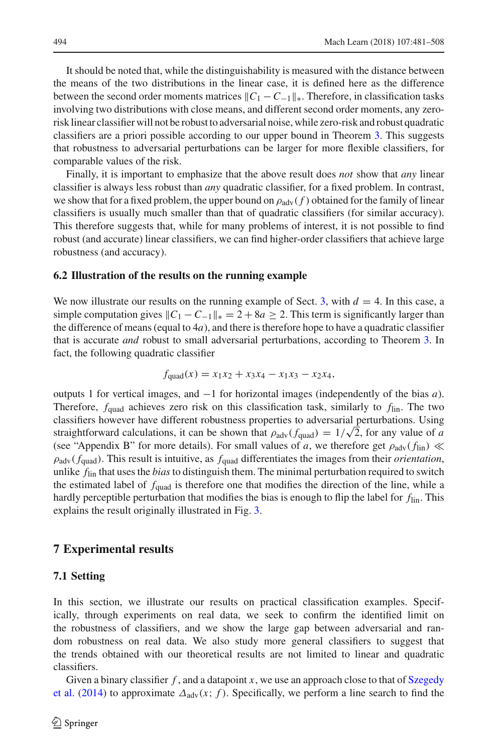It should be noted that, while the distinguishability is measured with the distance between the means of the two distributions in the linear case, it is defined here as the difference between the second order moments matrices $\|C_1 - C_{-1}\|_*$. Therefore, in classification tasks involving two distributions with close means, and different second order moments, any zero-risk linear classifier will not be robust to adversarial noise, while zero-risk and robust quadratic classifiers are a priori possible according to our upper bound in Theorem 3. This suggests that robustness to adversarial perturbations can be larger for more flexible classifiers, for comparable values of the risk.

Finally, it is important to emphasize that the above result does *not* show that *any* linear classifier is always less robust than *any* quadratic classifier, for a fixed problem. In contrast, we show that for a fixed problem, the upper bound on $\rho_{\text{adv}}(f)$ obtained for the family of linear classifiers is usually much smaller than that of quadratic classifiers (for similar accuracy). This therefore suggests that, while for many problems of interest, it is not possible to find robust (and accurate) linear classifiers, we can find higher-order classifiers that achieve large robustness (and accuracy).

### 6.2 Illustration of the results on the running example

We now illustrate our results on the running example of Sect. 3, with $d = 4$. In this case, a simple computation gives $\|C_1 - C_{-1}\|_* = 2 + 8a \geq 2$. This term is significantly larger than the difference of means (equal to $4a$), and there is therefore hope to have a quadratic classifier that is accurate *and* robust to small adversarial perturbations, according to Theorem 3. In fact, the following quadratic classifier

$$f_{\text{quad}}(x) = x_1 x_2 + x_3 x_4 - x_1 x_3 - x_2 x_4,$$

outputs 1 for vertical images, and $-1$ for horizontal images (independently of the bias $a$). Therefore, $f_{\text{quad}}$ achieves zero risk on this classification task, similarly to $f_{\text{lin}}$. The two classifiers however have different robustness properties to adversarial perturbations. Using straightforward calculations, it can be shown that $\rho_{\text{adv}}(f_{\text{quad}}) = 1/\sqrt{2}$, for any value of $a$ (see "Appendix B" for more details). For small values of $a$, we therefore get $\rho_{\text{adv}}(f_{\text{lin}}) \ll \rho_{\text{adv}}(f_{\text{quad}})$. This result is intuitive, as $f_{\text{quad}}$ differentiates the images from their *orientation*, unlike $f_{\text{lin}}$ that uses the *bias* to distinguish them. The minimal perturbation required to switch the estimated label of $f_{\text{quad}}$ is therefore one that modifies the direction of the line, while a hardly perceptible perturbation that modifies the bias is enough to flip the label for $f_{\text{lin}}$. This explains the result originally illustrated in Fig. 3.

## 7 Experimental results

### 7.1 Setting

In this section, we illustrate our results on practical classification examples. Specifically, through experiments on real data, we seek to confirm the identified limit on the robustness of classifiers, and we show the large gap between adversarial and random robustness on real data. We also study more general classifiers to suggest that the trends obtained with our theoretical results are not limited to linear and quadratic classifiers.

Given a binary classifier $f$, and a datapoint $x$, we use an approach close to that of Szegedy et al. (2014) to approximate $\Delta_{\text{adv}}(x; f)$. Specifically, we perform a line search to find the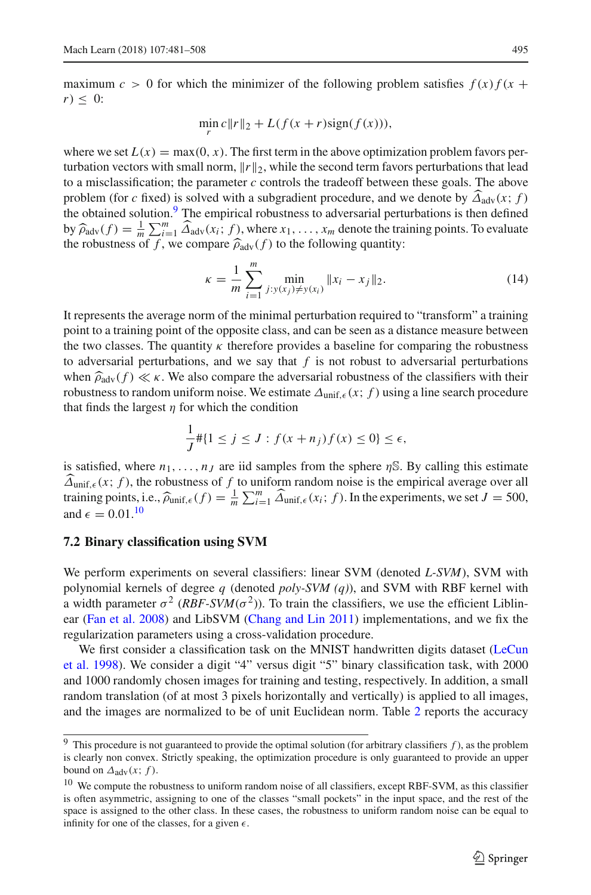maximum $c > 0$ for which the minimizer of the following problem satisfies $f(x)f(x+r) \leq 0$:

$$\min_r c\|r\|_2 + L(f(x+r)\text{sign}(f(x))),$$

where we set $L(x) = \max(0, x)$. The first term in the above optimization problem favors perturbation vectors with small norm, $\|r\|_2$, while the second term favors perturbations that lead to a misclassification; the parameter $c$ controls the tradeoff between these goals. The above problem (for $c$ fixed) is solved with a subgradient procedure, and we denote by $\widehat{\Delta}_{\text{adv}}(x; f)$ the obtained solution.[9] The empirical robustness to adversarial perturbations is then defined by $\widehat{\rho}_{\text{adv}}(f) = \frac{1}{m}\sum_{i=1}^{m} \widehat{\Delta}_{\text{adv}}(x_i; f)$, where $x_1, \ldots, x_m$ denote the training points. To evaluate the robustness of $f$, we compare $\widehat{\rho}_{\text{adv}}(f)$ to the following quantity:

$$\kappa = \frac{1}{m}\sum_{i=1}^{m} \min_{j: y(x_j) \neq y(x_i)} \|x_i - x_j\|_2. \tag{14}$$

It represents the average norm of the minimal perturbation required to "transform" a training point to a training point of the opposite class, and can be seen as a distance measure between the two classes. The quantity $\kappa$ therefore provides a baseline for comparing the robustness to adversarial perturbations, and we say that $f$ is not robust to adversarial perturbations when $\widehat{\rho}_{\text{adv}}(f) \ll \kappa$. We also compare the adversarial robustness of the classifiers with their robustness to random uniform noise. We estimate $\Delta_{\text{unif},\epsilon}(x; f)$ using a line search procedure that finds the largest $\eta$ for which the condition

$$\frac{1}{J}\#\{1 \leq j \leq J : f(x + n_j)f(x) \leq 0\} \leq \epsilon,$$

is satisfied, where $n_1, \ldots, n_J$ are iid samples from the sphere $\eta\mathbb{S}$. By calling this estimate $\widehat{\Delta}_{\text{unif},\epsilon}(x; f)$, the robustness of $f$ to uniform random noise is the empirical average over all training points, i.e., $\widehat{\rho}_{\text{unif},\epsilon}(f) = \frac{1}{m}\sum_{i=1}^{m} \widehat{\Delta}_{\text{unif},\epsilon}(x_i; f)$. In the experiments, we set $J = 500$, and $\epsilon = 0.01$.[10]

### 7.2 Binary classification using SVM

We perform experiments on several classifiers: linear SVM (denoted *L-SVM*), SVM with polynomial kernels of degree $q$ (denoted *poly-SVM* $(q)$), and SVM with RBF kernel with a width parameter $\sigma^2$ (*RBF-SVM*$(\sigma^2)$). To train the classifiers, we use the efficient Liblinear (Fan et al. 2008) and LibSVM (Chang and Lin 2011) implementations, and we fix the regularization parameters using a cross-validation procedure.

We first consider a classification task on the MNIST handwritten digits dataset (LeCun et al. 1998). We consider a digit "4" versus digit "5" binary classification task, with 2000 and 1000 randomly chosen images for training and testing, respectively. In addition, a small random translation (of at most 3 pixels horizontally and vertically) is applied to all images, and the images are normalized to be of unit Euclidean norm. Table 2 reports the accuracy

---

[9] This procedure is not guaranteed to provide the optimal solution (for arbitrary classifiers $f$), as the problem is clearly non convex. Strictly speaking, the optimization procedure is only guaranteed to provide an upper bound on $\Delta_{\text{adv}}(x; f)$.

[10] We compute the robustness to uniform random noise of all classifiers, except RBF-SVM, as this classifier is often asymmetric, assigning to one of the classes "small pockets" in the input space, and the rest of the space is assigned to the other class. In these cases, the robustness to uniform random noise can be equal to infinity for one of the classes, for a given $\epsilon$.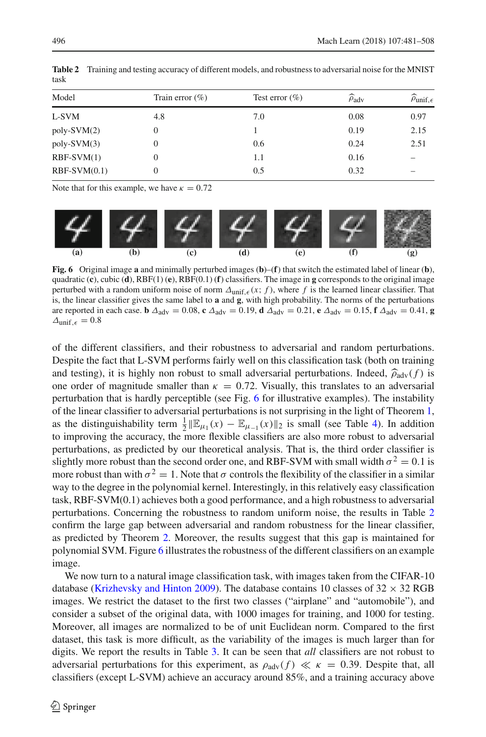**Table 2** Training and testing accuracy of different models, and robustness to adversarial noise for the MNIST task

| Model | Train error (%) | Test error (%) | $\widehat{\rho}_{\text{adv}}$ | $\widehat{\rho}_{\text{unif},\epsilon}$ |
|---|---|---|---|---|
| L-SVM | 4.8 | 7.0 | 0.08 | 0.97 |
| poly-SVM(2) | 0 | 1 | 0.19 | 2.15 |
| poly-SVM(3) | 0 | 0.6 | 0.24 | 2.51 |
| RBF-SVM(1) | 0 | 1.1 | 0.16 | – |
| RBF-SVM(0.1) | 0 | 0.5 | 0.32 | – |

Note that for this example, we have $\kappa = 0.72$

**Fig. 6** Original image **a** and minimally perturbed images (**b**)–(**f**) that switch the estimated label of linear (**b**), quadratic (**c**), cubic (**d**), RBF(1) (**e**), RBF(0.1) (**f**) classifiers. The image in **g** corresponds to the original image perturbed with a random uniform noise of norm $\Delta_{\text{unif},\epsilon}(x; f)$, where $f$ is the learned linear classifier. That is, the linear classifier gives the same label to **a** and **g**, with high probability. The norms of the perturbations are reported in each case. **b** $\Delta_{\text{adv}} = 0.08$, **c** $\Delta_{\text{adv}} = 0.19$, **d** $\Delta_{\text{adv}} = 0.21$, **e** $\Delta_{\text{adv}} = 0.15$, **f** $\Delta_{\text{adv}} = 0.41$, **g** $\Delta_{\text{unif},\epsilon} = 0.8$

of the different classifiers, and their robustness to adversarial and random perturbations. Despite the fact that L-SVM performs fairly well on this classification task (both on training and testing), it is highly non robust to small adversarial perturbations. Indeed, $\widehat{\rho}_{\text{adv}}(f)$ is one order of magnitude smaller than $\kappa = 0.72$. Visually, this translates to an adversarial perturbation that is hardly perceptible (see Fig. 6 for illustrative examples). The instability of the linear classifier to adversarial perturbations is not surprising in the light of Theorem 1, as the distinguishability term $\frac{1}{2}\|\mathbb{E}_{\mu_1}(x) - \mathbb{E}_{\mu_{-1}}(x)\|_2$ is small (see Table 4). In addition to improving the accuracy, the more flexible classifiers are also more robust to adversarial perturbations, as predicted by our theoretical analysis. That is, the third order classifier is slightly more robust than the second order one, and RBF-SVM with small width $\sigma^2 = 0.1$ is more robust than with $\sigma^2 = 1$. Note that $\sigma$ controls the flexibility of the classifier in a similar way to the degree in the polynomial kernel. Interestingly, in this relatively easy classification task, RBF-SVM(0.1) achieves both a good performance, and a high robustness to adversarial perturbations. Concerning the robustness to random uniform noise, the results in Table 2 confirm the large gap between adversarial and random robustness for the linear classifier, as predicted by Theorem 2. Moreover, the results suggest that this gap is maintained for polynomial SVM. Figure 6 illustrates the robustness of the different classifiers on an example image.

We now turn to a natural image classification task, with images taken from the CIFAR-10 database (Krizhevsky and Hinton 2009). The database contains 10 classes of $32 \times 32$ RGB images. We restrict the dataset to the first two classes ("airplane" and "automobile"), and consider a subset of the original data, with 1000 images for training, and 1000 for testing. Moreover, all images are normalized to be of unit Euclidean norm. Compared to the first dataset, this task is more difficult, as the variability of the images is much larger than for digits. We report the results in Table 3. It can be seen that *all* classifiers are not robust to adversarial perturbations for this experiment, as $\rho_{\text{adv}}(f) \ll \kappa = 0.39$. Despite that, all classifiers (except L-SVM) achieve an accuracy around 85%, and a training accuracy above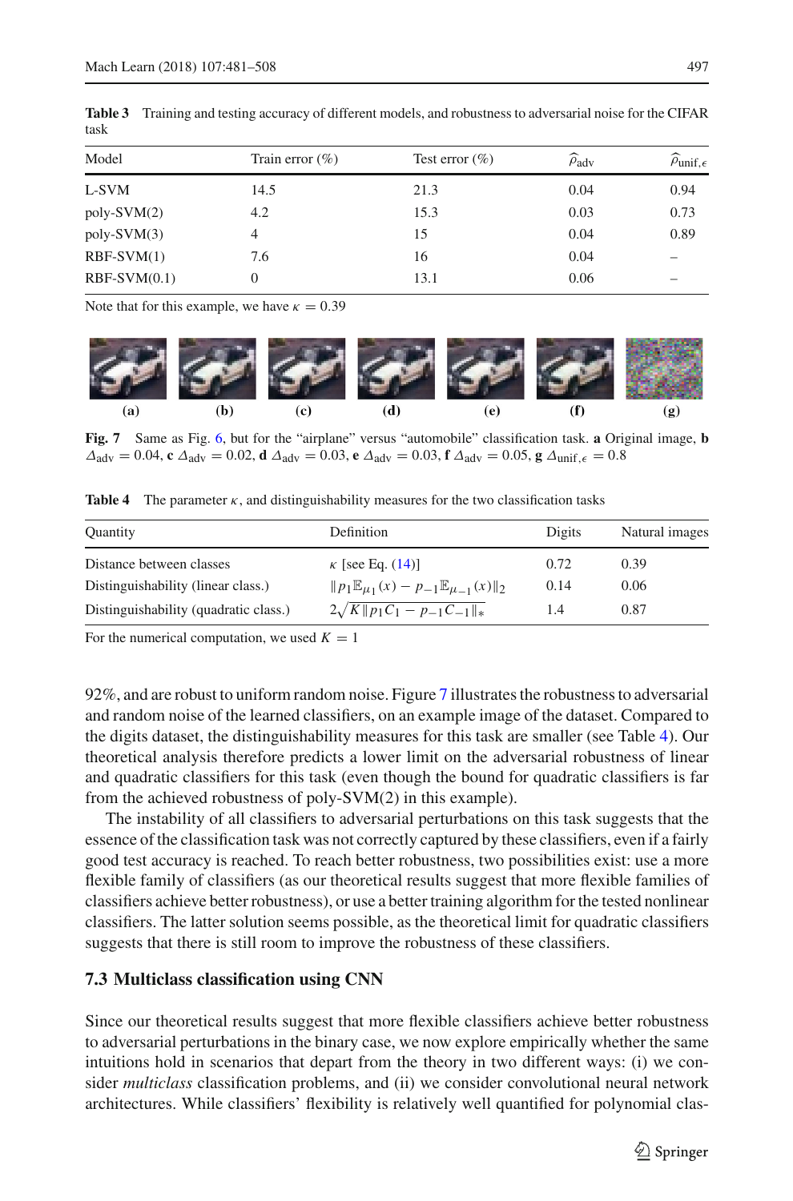**Table 3** Training and testing accuracy of different models, and robustness to adversarial noise for the CIFAR task

| Model | Train error (%) | Test error (%) | $\widehat{\rho}_{\text{adv}}$ | $\widehat{\rho}_{\text{unif},\epsilon}$ |
|---|---|---|---|---|
| L-SVM | 14.5 | 21.3 | 0.04 | 0.94 |
| poly-SVM(2) | 4.2 | 15.3 | 0.03 | 0.73 |
| poly-SVM(3) | 4 | 15 | 0.04 | 0.89 |
| RBF-SVM(1) | 7.6 | 16 | 0.04 | – |
| RBF-SVM(0.1) | 0 | 13.1 | 0.06 | – |

Note that for this example, we have $\kappa = 0.39$

**Fig. 7** Same as Fig. 6, but for the "airplane" versus "automobile" classification task. **a** Original image, **b** $\Delta_{\text{adv}} = 0.04$, **c** $\Delta_{\text{adv}} = 0.02$, **d** $\Delta_{\text{adv}} = 0.03$, **e** $\Delta_{\text{adv}} = 0.03$, **f** $\Delta_{\text{adv}} = 0.05$, **g** $\Delta_{\text{unif},\epsilon} = 0.8$

**Table 4** The parameter $\kappa$, and distinguishability measures for the two classification tasks

| Quantity | Definition | Digits | Natural images |
|---|---|---|---|
| Distance between classes | $\kappa$ [see Eq. (14)] | 0.72 | 0.39 |
| Distinguishability (linear class.) | $\Vert p_1 \mathbb{E}_{\mu_1}(x) - p_{-1} \mathbb{E}_{\mu_{-1}}(x) \Vert_2$ | 0.14 | 0.06 |
| Distinguishability (quadratic class.) | $2\sqrt{K \Vert p_1 C_1 - p_{-1} C_{-1} \Vert_*}$ | 1.4 | 0.87 |

For the numerical computation, we used $K = 1$

92%, and are robust to uniform random noise. Figure 7 illustrates the robustness to adversarial and random noise of the learned classifiers, on an example image of the dataset. Compared to the digits dataset, the distinguishability measures for this task are smaller (see Table 4). Our theoretical analysis therefore predicts a lower limit on the adversarial robustness of linear and quadratic classifiers for this task (even though the bound for quadratic classifiers is far from the achieved robustness of poly-SVM(2) in this example).

The instability of all classifiers to adversarial perturbations on this task suggests that the essence of the classification task was not correctly captured by these classifiers, even if a fairly good test accuracy is reached. To reach better robustness, two possibilities exist: use a more flexible family of classifiers (as our theoretical results suggest that more flexible families of classifiers achieve better robustness), or use a better training algorithm for the tested nonlinear classifiers. The latter solution seems possible, as the theoretical limit for quadratic classifiers suggests that there is still room to improve the robustness of these classifiers.

### 7.3 Multiclass classification using CNN

Since our theoretical results suggest that more flexible classifiers achieve better robustness to adversarial perturbations in the binary case, we now explore empirically whether the same intuitions hold in scenarios that depart from the theory in two different ways: (i) we consider *multiclass* classification problems, and (ii) we consider convolutional neural network architectures. While classifiers' flexibility is relatively well quantified for polynomial clas-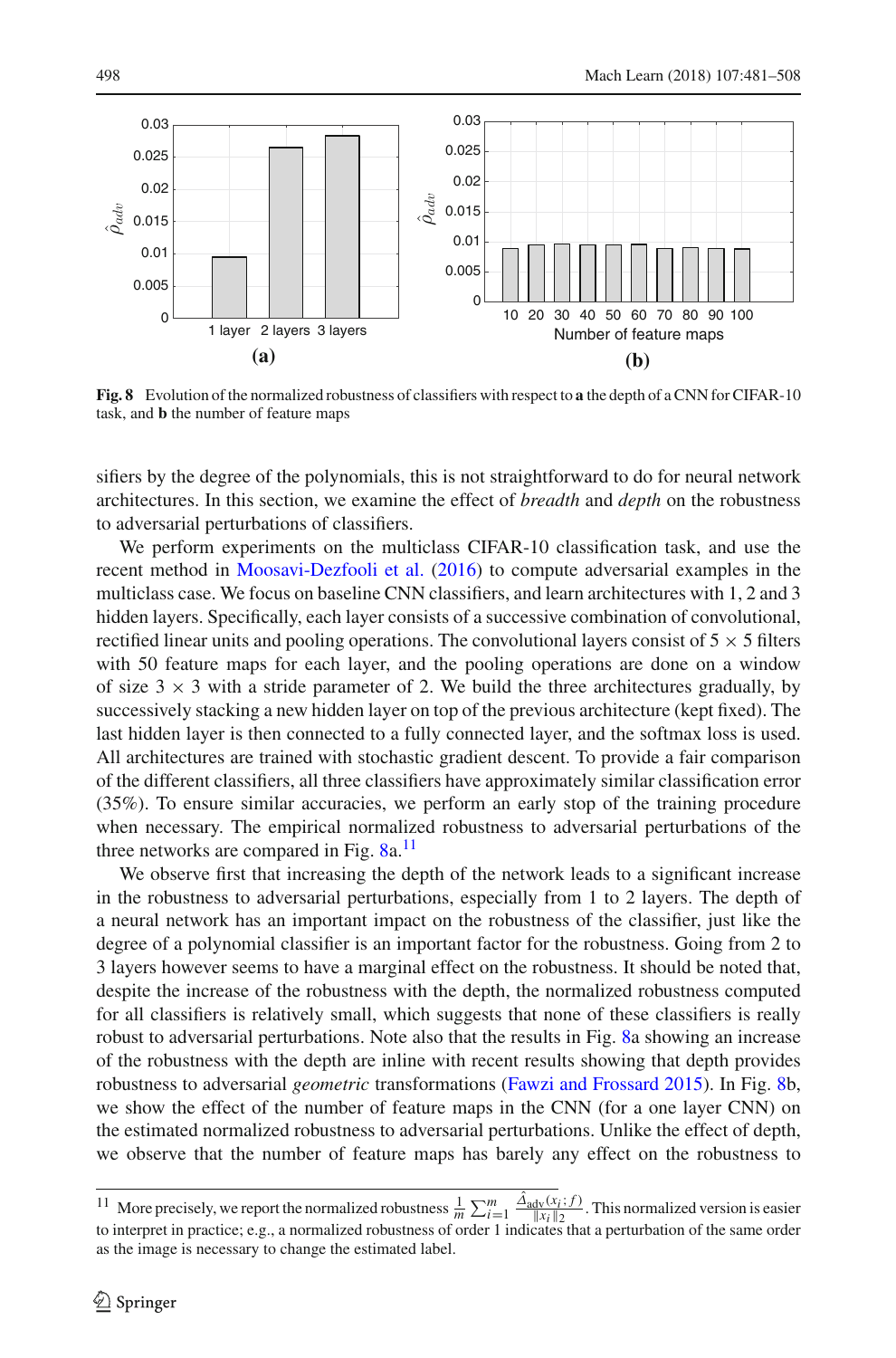Fig. 8 Evolution of the normalized robustness of classifiers with respect to **a** the depth of a CNN for CIFAR-10 task, and **b** the number of feature maps

sifiers by the degree of the polynomials, this is not straightforward to do for neural network architectures. In this section, we examine the effect of *breadth* and *depth* on the robustness to adversarial perturbations of classifiers.

We perform experiments on the multiclass CIFAR-10 classification task, and use the recent method in Moosavi-Dezfooli et al. (2016) to compute adversarial examples in the multiclass case. We focus on baseline CNN classifiers, and learn architectures with 1, 2 and 3 hidden layers. Specifically, each layer consists of a successive combination of convolutional, rectified linear units and pooling operations. The convolutional layers consist of $5 \times 5$ filters with 50 feature maps for each layer, and the pooling operations are done on a window of size $3 \times 3$ with a stride parameter of 2. We build the three architectures gradually, by successively stacking a new hidden layer on top of the previous architecture (kept fixed). The last hidden layer is then connected to a fully connected layer, and the softmax loss is used. All architectures are trained with stochastic gradient descent. To provide a fair comparison of the different classifiers, all three classifiers have approximately similar classification error (35%). To ensure similar accuracies, we perform an early stop of the training procedure when necessary. The empirical normalized robustness to adversarial perturbations of the three networks are compared in Fig. 8a.[11]

We observe first that increasing the depth of the network leads to a significant increase in the robustness to adversarial perturbations, especially from 1 to 2 layers. The depth of a neural network has an important impact on the robustness of the classifier, just like the degree of a polynomial classifier is an important factor for the robustness. Going from 2 to 3 layers however seems to have a marginal effect on the robustness. It should be noted that, despite the increase of the robustness with the depth, the normalized robustness computed for all classifiers is relatively small, which suggests that none of these classifiers is really robust to adversarial perturbations. Note also that the results in Fig. 8a showing an increase of the robustness with the depth are inline with recent results showing that depth provides robustness to adversarial *geometric* transformations (Fawzi and Frossard 2015). In Fig. 8b, we show the effect of the number of feature maps in the CNN (for a one layer CNN) on the estimated normalized robustness to adversarial perturbations. Unlike the effect of depth, we observe that the number of feature maps has barely any effect on the robustness to

[11] More precisely, we report the normalized robustness $\frac{1}{m}\sum_{i=1}^{m} \frac{\hat{\Delta}_{\text{adv}}(x_i; f)}{\|x_i\|_2}$. This normalized version is easier to interpret in practice; e.g., a normalized robustness of order 1 indicates that a perturbation of the same order as the image is necessary to change the estimated label.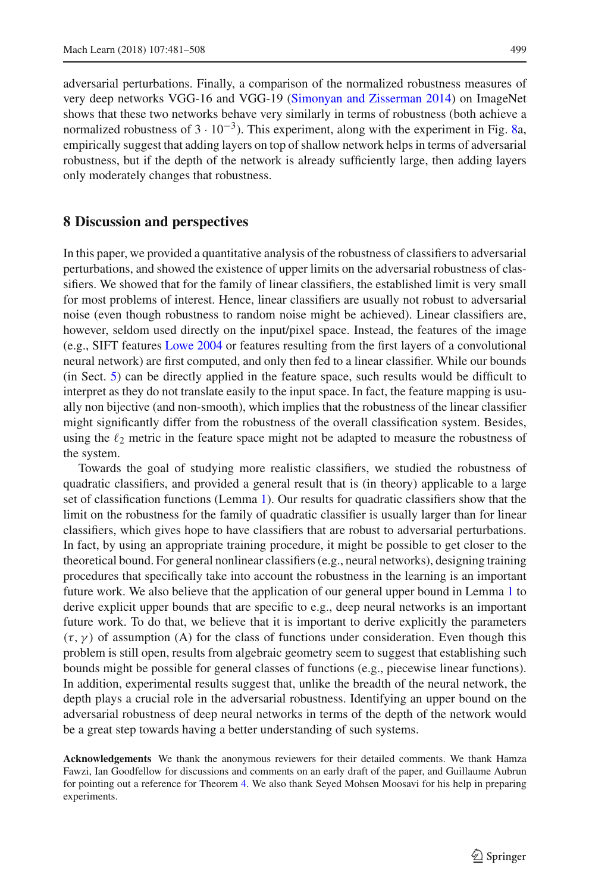adversarial perturbations. Finally, a comparison of the normalized robustness measures of very deep networks VGG-16 and VGG-19 (Simonyan and Zisserman 2014) on ImageNet shows that these two networks behave very similarly in terms of robustness (both achieve a normalized robustness of $3 \cdot 10^{-3}$). This experiment, along with the experiment in Fig. 8a, empirically suggest that adding layers on top of shallow network helps in terms of adversarial robustness, but if the depth of the network is already sufficiently large, then adding layers only moderately changes that robustness.

## 8 Discussion and perspectives

In this paper, we provided a quantitative analysis of the robustness of classifiers to adversarial perturbations, and showed the existence of upper limits on the adversarial robustness of classifiers. We showed that for the family of linear classifiers, the established limit is very small for most problems of interest. Hence, linear classifiers are usually not robust to adversarial noise (even though robustness to random noise might be achieved). Linear classifiers are, however, seldom used directly on the input/pixel space. Instead, the features of the image (e.g., SIFT features Lowe 2004 or features resulting from the first layers of a convolutional neural network) are first computed, and only then fed to a linear classifier. While our bounds (in Sect. 5) can be directly applied in the feature space, such results would be difficult to interpret as they do not translate easily to the input space. In fact, the feature mapping is usually non bijective (and non-smooth), which implies that the robustness of the linear classifier might significantly differ from the robustness of the overall classification system. Besides, using the $\ell_2$ metric in the feature space might not be adapted to measure the robustness of the system.

Towards the goal of studying more realistic classifiers, we studied the robustness of quadratic classifiers, and provided a general result that is (in theory) applicable to a large set of classification functions (Lemma 1). Our results for quadratic classifiers show that the limit on the robustness for the family of quadratic classifier is usually larger than for linear classifiers, which gives hope to have classifiers that are robust to adversarial perturbations. In fact, by using an appropriate training procedure, it might be possible to get closer to the theoretical bound. For general nonlinear classifiers (e.g., neural networks), designing training procedures that specifically take into account the robustness in the learning is an important future work. We also believe that the application of our general upper bound in Lemma 1 to derive explicit upper bounds that are specific to e.g., deep neural networks is an important future work. To do that, we believe that it is important to derive explicitly the parameters $(\tau, \gamma)$ of assumption (A) for the class of functions under consideration. Even though this problem is still open, results from algebraic geometry seem to suggest that establishing such bounds might be possible for general classes of functions (e.g., piecewise linear functions). In addition, experimental results suggest that, unlike the breadth of the neural network, the depth plays a crucial role in the adversarial robustness. Identifying an upper bound on the adversarial robustness of deep neural networks in terms of the depth of the network would be a great step towards having a better understanding of such systems.

**Acknowledgements** We thank the anonymous reviewers for their detailed comments. We thank Hamza Fawzi, Ian Goodfellow for discussions and comments on an early draft of the paper, and Guillaume Aubrun for pointing out a reference for Theorem 4. We also thank Seyed Mohsen Moosavi for his help in preparing experiments.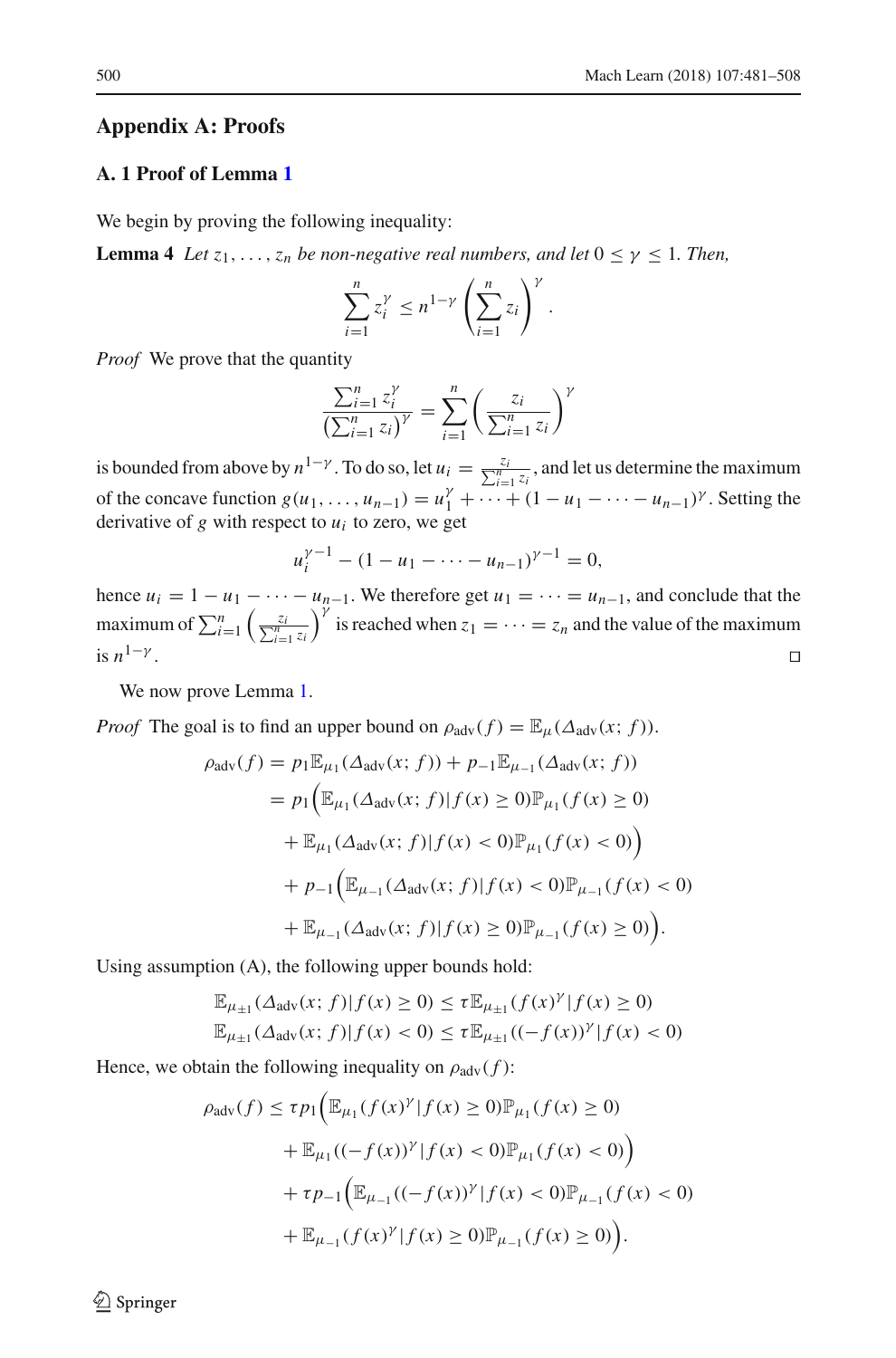## Appendix A: Proofs

### A. 1 Proof of Lemma 1

We begin by proving the following inequality:

**Lemma 4** *Let $z_1, \ldots, z_n$ be non-negative real numbers, and let $0 \leq \gamma \leq 1$. Then,*

$$\sum_{i=1}^{n} z_i^{\gamma} \leq n^{1-\gamma} \left( \sum_{i=1}^{n} z_i \right)^{\gamma}.$$

*Proof* We prove that the quantity

$$\frac{\sum_{i=1}^{n} z_i^{\gamma}}{\left(\sum_{i=1}^{n} z_i\right)^{\gamma}} = \sum_{i=1}^{n} \left( \frac{z_i}{\sum_{i=1}^{n} z_i} \right)^{\gamma}$$

is bounded from above by $n^{1-\gamma}$. To do so, let $u_i = \frac{z_i}{\sum_{i=1}^{n} z_i}$, and let us determine the maximum of the concave function $g(u_1, \ldots, u_{n-1}) = u_1^{\gamma} + \cdots + (1 - u_1 - \cdots - u_{n-1})^{\gamma}$. Setting the derivative of $g$ with respect to $u_i$ to zero, we get

$$u_i^{\gamma-1} - (1 - u_1 - \cdots - u_{n-1})^{\gamma-1} = 0,$$

hence $u_i = 1 - u_1 - \cdots - u_{n-1}$. We therefore get $u_1 = \cdots = u_{n-1}$, and conclude that the maximum of $\sum_{i=1}^{n} \left( \frac{z_i}{\sum_{i=1}^{n} z_i} \right)^{\gamma}$ is reached when $z_1 = \cdots = z_n$ and the value of the maximum is $n^{1-\gamma}$. □

We now prove Lemma 1.

*Proof* The goal is to find an upper bound on $\rho_{\text{adv}}(f) = \mathbb{E}_{\mu}(\Delta_{\text{adv}}(x; f))$.

$$\begin{aligned}
\rho_{\text{adv}}(f) &= p_1 \mathbb{E}_{\mu_1}(\Delta_{\text{adv}}(x; f)) + p_{-1} \mathbb{E}_{\mu_{-1}}(\Delta_{\text{adv}}(x; f)) \\
&= p_1 \Big( \mathbb{E}_{\mu_1}(\Delta_{\text{adv}}(x; f) | f(x) \geq 0) \mathbb{P}_{\mu_1}(f(x) \geq 0) \\
&\quad + \mathbb{E}_{\mu_1}(\Delta_{\text{adv}}(x; f) | f(x) < 0) \mathbb{P}_{\mu_1}(f(x) < 0) \Big) \\
&\quad + p_{-1} \Big( \mathbb{E}_{\mu_{-1}}(\Delta_{\text{adv}}(x; f) | f(x) < 0) \mathbb{P}_{\mu_{-1}}(f(x) < 0) \\
&\quad + \mathbb{E}_{\mu_{-1}}(\Delta_{\text{adv}}(x; f) | f(x) \geq 0) \mathbb{P}_{\mu_{-1}}(f(x) \geq 0) \Big).
\end{aligned}$$

Using assumption (A), the following upper bounds hold:

$$\begin{aligned}
\mathbb{E}_{\mu_{\pm 1}}(\Delta_{\text{adv}}(x; f) | f(x) \geq 0) &\leq \tau \mathbb{E}_{\mu_{\pm 1}}(f(x)^{\gamma} | f(x) \geq 0) \\
\mathbb{E}_{\mu_{\pm 1}}(\Delta_{\text{adv}}(x; f) | f(x) < 0) &\leq \tau \mathbb{E}_{\mu_{\pm 1}}((-f(x))^{\gamma} | f(x) < 0)
\end{aligned}$$

Hence, we obtain the following inequality on $\rho_{\text{adv}}(f)$:

$$\begin{aligned}
\rho_{\text{adv}}(f) &\leq \tau p_1 \Big( \mathbb{E}_{\mu_1}(f(x)^{\gamma} | f(x) \geq 0) \mathbb{P}_{\mu_1}(f(x) \geq 0) \\
&\quad + \mathbb{E}_{\mu_1}((-f(x))^{\gamma} | f(x) < 0) \mathbb{P}_{\mu_1}(f(x) < 0) \Big) \\
&\quad + \tau p_{-1} \Big( \mathbb{E}_{\mu_{-1}}((-f(x))^{\gamma} | f(x) < 0) \mathbb{P}_{\mu_{-1}}(f(x) < 0) \\
&\quad + \mathbb{E}_{\mu_{-1}}(f(x)^{\gamma} | f(x) \geq 0) \mathbb{P}_{\mu_{-1}}(f(x) \geq 0) \Big).
\end{aligned}$$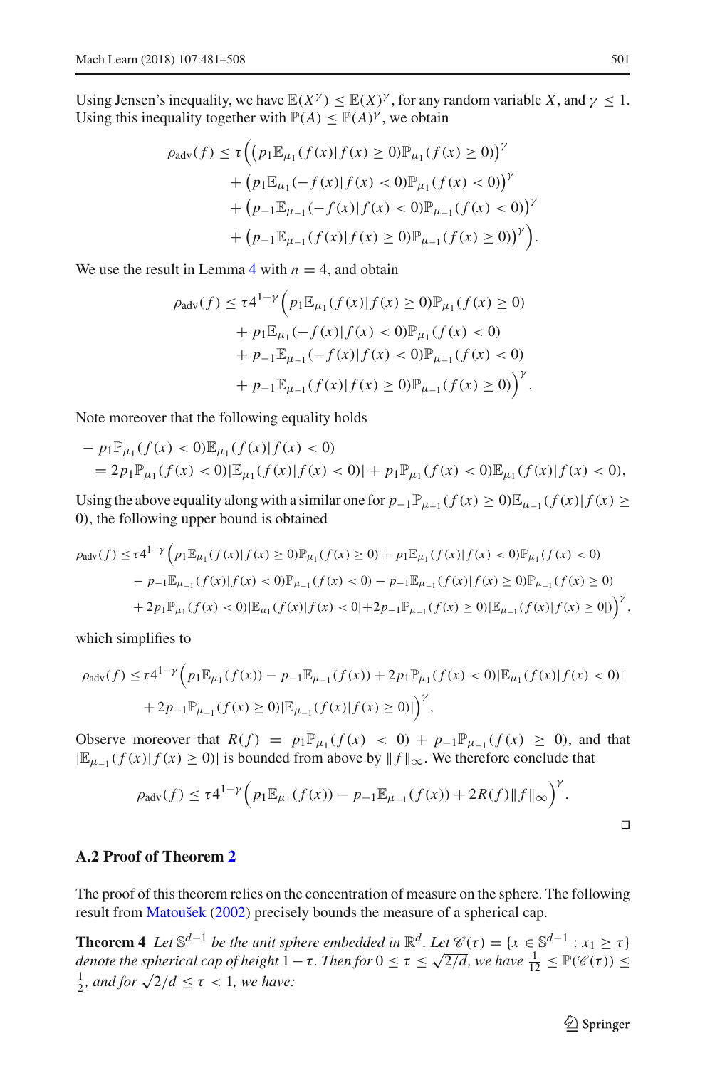Using Jensen's inequality, we have $\mathbb{E}(X^\gamma) \leq \mathbb{E}(X)^\gamma$, for any random variable $X$, and $\gamma \leq 1$. Using this inequality together with $\mathbb{P}(A) \leq \mathbb{P}(A)^\gamma$, we obtain

$$
\begin{aligned}
\rho_{\text{adv}}(f) \leq \tau \Big( & \left(p_1 \mathbb{E}_{\mu_1}(f(x)|f(x) \geq 0) \mathbb{P}_{\mu_1}(f(x) \geq 0)\right)^\gamma \\
& + \left(p_1 \mathbb{E}_{\mu_1}(-f(x)|f(x) < 0) \mathbb{P}_{\mu_1}(f(x) < 0)\right)^\gamma \\
& + \left(p_{-1} \mathbb{E}_{\mu_{-1}}(-f(x)|f(x) < 0) \mathbb{P}_{\mu_{-1}}(f(x) < 0)\right)^\gamma \\
& + \left(p_{-1} \mathbb{E}_{\mu_{-1}}(f(x)|f(x) \geq 0) \mathbb{P}_{\mu_{-1}}(f(x) \geq 0)\right)^\gamma \Big).
\end{aligned}
$$

We use the result in Lemma 4 with $n = 4$, and obtain

$$
\begin{aligned}
\rho_{\text{adv}}(f) \leq \tau 4^{1-\gamma} \Big( & p_1 \mathbb{E}_{\mu_1}(f(x)|f(x) \geq 0) \mathbb{P}_{\mu_1}(f(x) \geq 0) \\
& + p_1 \mathbb{E}_{\mu_1}(-f(x)|f(x) < 0) \mathbb{P}_{\mu_1}(f(x) < 0) \\
& + p_{-1} \mathbb{E}_{\mu_{-1}}(-f(x)|f(x) < 0) \mathbb{P}_{\mu_{-1}}(f(x) < 0) \\
& + p_{-1} \mathbb{E}_{\mu_{-1}}(f(x)|f(x) \geq 0) \mathbb{P}_{\mu_{-1}}(f(x) \geq 0) \Big)^\gamma.
\end{aligned}
$$

Note moreover that the following equality holds

$$
\begin{aligned}
& - p_1 \mathbb{P}_{\mu_1}(f(x) < 0) \mathbb{E}_{\mu_1}(f(x)|f(x) < 0) \\
& = 2 p_1 \mathbb{P}_{\mu_1}(f(x) < 0) |\mathbb{E}_{\mu_1}(f(x)|f(x) < 0)| + p_1 \mathbb{P}_{\mu_1}(f(x) < 0) \mathbb{E}_{\mu_1}(f(x)|f(x) < 0),
\end{aligned}
$$

Using the above equality along with a similar one for $p_{-1} \mathbb{P}_{\mu_{-1}}(f(x) \geq 0) \mathbb{E}_{\mu_{-1}}(f(x)|f(x) \geq 0)$, the following upper bound is obtained

$$
\begin{aligned}
\rho_{\text{adv}}(f) \leq \tau 4^{1-\gamma} \Big( & p_1 \mathbb{E}_{\mu_1}(f(x)|f(x) \geq 0) \mathbb{P}_{\mu_1}(f(x) \geq 0) + p_1 \mathbb{E}_{\mu_1}(f(x)|f(x) < 0) \mathbb{P}_{\mu_1}(f(x) < 0) \\
& - p_{-1} \mathbb{E}_{\mu_{-1}}(f(x)|f(x) < 0) \mathbb{P}_{\mu_{-1}}(f(x) < 0) - p_{-1} \mathbb{E}_{\mu_{-1}}(f(x)|f(x) \geq 0) \mathbb{P}_{\mu_{-1}}(f(x) \geq 0) \\
& + 2 p_1 \mathbb{P}_{\mu_1}(f(x) < 0) |\mathbb{E}_{\mu_1}(f(x)|f(x) < 0| + 2 p_{-1} \mathbb{P}_{\mu_{-1}}(f(x) \geq 0) |\mathbb{E}_{\mu_{-1}}(f(x)|f(x) \geq 0|) \Big)^\gamma,
\end{aligned}
$$

which simplifies to

$$
\begin{aligned}
\rho_{\text{adv}}(f) \leq \tau 4^{1-\gamma} \Big( & p_1 \mathbb{E}_{\mu_1}(f(x)) - p_{-1} \mathbb{E}_{\mu_{-1}}(f(x)) + 2 p_1 \mathbb{P}_{\mu_1}(f(x) < 0) |\mathbb{E}_{\mu_1}(f(x)|f(x) < 0)| \\
& + 2 p_{-1} \mathbb{P}_{\mu_{-1}}(f(x) \geq 0) |\mathbb{E}_{\mu_{-1}}(f(x)|f(x) \geq 0)| \Big)^\gamma,
\end{aligned}
$$

Observe moreover that $R(f) = p_1 \mathbb{P}_{\mu_1}(f(x) < 0) + p_{-1} \mathbb{P}_{\mu_{-1}}(f(x) \geq 0)$, and that $|\mathbb{E}_{\mu_{-1}}(f(x)|f(x) \geq 0)|$ is bounded from above by $\|f\|_\infty$. We therefore conclude that

$$
\rho_{\text{adv}}(f) \leq \tau 4^{1-\gamma} \Big( p_1 \mathbb{E}_{\mu_1}(f(x)) - p_{-1} \mathbb{E}_{\mu_{-1}}(f(x)) + 2 R(f) \|f\|_\infty \Big)^\gamma.
$$

□

### A.2 Proof of Theorem 2

The proof of this theorem relies on the concentration of measure on the sphere. The following result from Matoušek (2002) precisely bounds the measure of a spherical cap.

**Theorem 4** *Let $\mathbb{S}^{d-1}$ be the unit sphere embedded in $\mathbb{R}^d$. Let $\mathscr{C}(\tau) = \{x \in \mathbb{S}^{d-1} : x_1 \geq \tau\}$ denote the spherical cap of height $1 - \tau$. Then for $0 \leq \tau \leq \sqrt{2/d}$, we have $\frac{1}{12} \leq \mathbb{P}(\mathscr{C}(\tau)) \leq \frac{1}{2}$, and for $\sqrt{2/d} \leq \tau < 1$, we have:*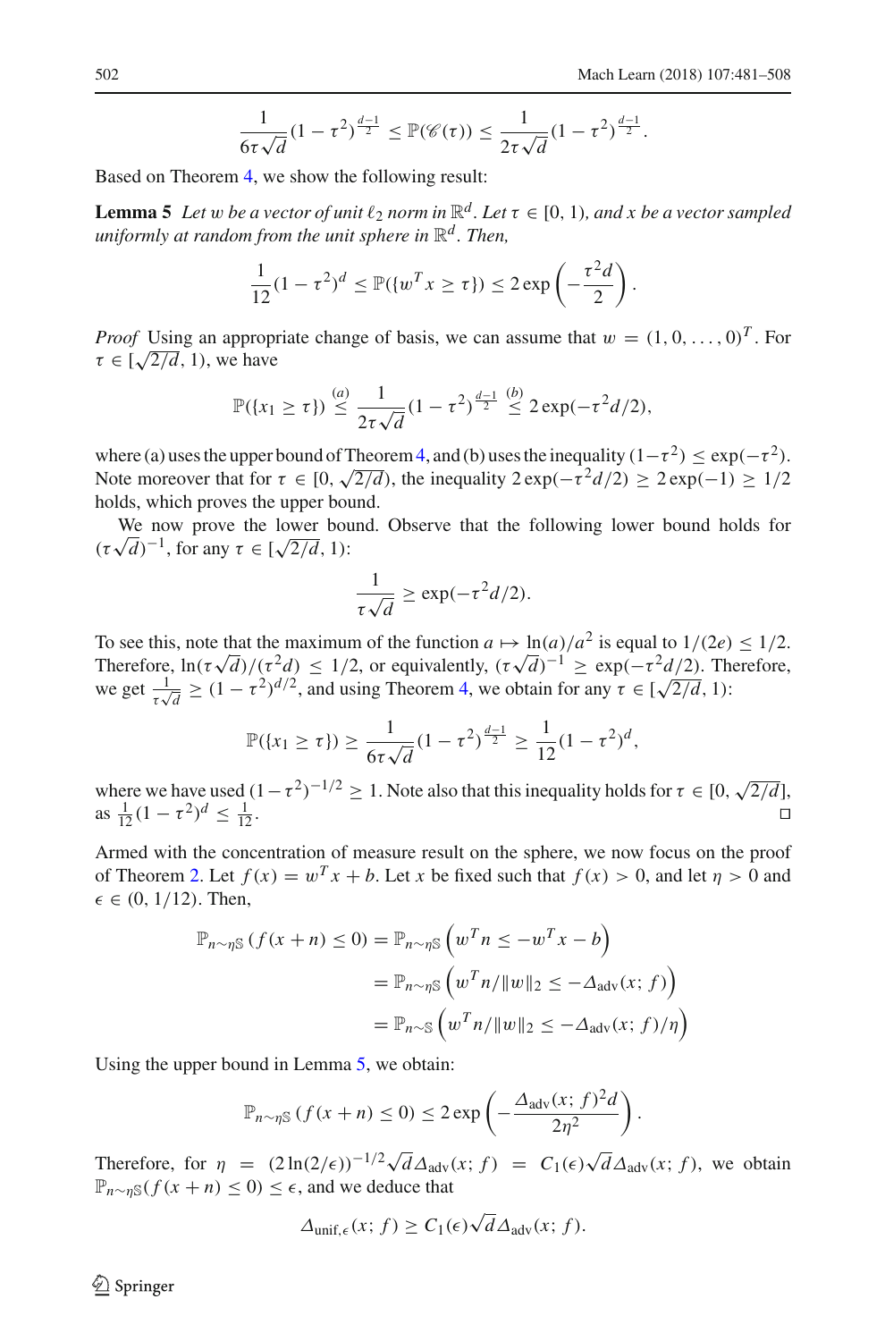$$\frac{1}{6\tau\sqrt{d}}(1-\tau^2)^{\frac{d-1}{2}} \leq \mathbb{P}(\mathscr{C}(\tau)) \leq \frac{1}{2\tau\sqrt{d}}(1-\tau^2)^{\frac{d-1}{2}}.$$

Based on Theorem 4, we show the following result:

**Lemma 5** *Let $w$ be a vector of unit $\ell_2$ norm in $\mathbb{R}^d$. Let $\tau \in [0, 1)$, and $x$ be a vector sampled uniformly at random from the unit sphere in $\mathbb{R}^d$. Then,*

$$\frac{1}{12}(1-\tau^2)^d \leq \mathbb{P}(\{w^T x \geq \tau\}) \leq 2\exp\left(-\frac{\tau^2 d}{2}\right).$$

*Proof* Using an appropriate change of basis, we can assume that $w = (1, 0, \ldots, 0)^T$. For $\tau \in [\sqrt{2/d}, 1)$, we have

$$\mathbb{P}(\{x_1 \geq \tau\}) \overset{(a)}{\leq} \frac{1}{2\tau\sqrt{d}}(1-\tau^2)^{\frac{d-1}{2}} \overset{(b)}{\leq} 2\exp(-\tau^2 d/2),$$

where (a) uses the upper bound of Theorem 4, and (b) uses the inequality $(1-\tau^2) \leq \exp(-\tau^2)$. Note moreover that for $\tau \in [0, \sqrt{2/d})$, the inequality $2\exp(-\tau^2 d/2) \geq 2\exp(-1) \geq 1/2$ holds, which proves the upper bound.

We now prove the lower bound. Observe that the following lower bound holds for $(\tau\sqrt{d})^{-1}$, for any $\tau \in [\sqrt{2/d}, 1)$:

$$\frac{1}{\tau\sqrt{d}} \geq \exp(-\tau^2 d/2).$$

To see this, note that the maximum of the function $a \mapsto \ln(a)/a^2$ is equal to $1/(2e) \leq 1/2$. Therefore, $\ln(\tau\sqrt{d})/(\tau^2 d) \leq 1/2$, or equivalently, $(\tau\sqrt{d})^{-1} \geq \exp(-\tau^2 d/2)$. Therefore, we get $\frac{1}{\tau\sqrt{d}} \geq (1-\tau^2)^{d/2}$, and using Theorem 4, we obtain for any $\tau \in [\sqrt{2/d}, 1)$:

$$\mathbb{P}(\{x_1 \geq \tau\}) \geq \frac{1}{6\tau\sqrt{d}}(1-\tau^2)^{\frac{d-1}{2}} \geq \frac{1}{12}(1-\tau^2)^d,$$

where we have used $(1-\tau^2)^{-1/2} \geq 1$. Note also that this inequality holds for $\tau \in [0, \sqrt{2/d}]$, as $\frac{1}{12}(1-\tau^2)^d \leq \frac{1}{12}$. □

Armed with the concentration of measure result on the sphere, we now focus on the proof of Theorem 2. Let $f(x) = w^T x + b$. Let $x$ be fixed such that $f(x) > 0$, and let $\eta > 0$ and $\epsilon \in (0, 1/12)$. Then,

$$\begin{aligned}
\mathbb{P}_{n\sim\eta\mathbb{S}}(f(x+n) \leq 0) &= \mathbb{P}_{n\sim\eta\mathbb{S}}\left(w^T n \leq -w^T x - b\right) \\
&= \mathbb{P}_{n\sim\eta\mathbb{S}}\left(w^T n/\|w\|_2 \leq -\Delta_{\text{adv}}(x; f)\right) \\
&= \mathbb{P}_{n\sim\mathbb{S}}\left(w^T n/\|w\|_2 \leq -\Delta_{\text{adv}}(x; f)/\eta\right)
\end{aligned}$$

Using the upper bound in Lemma 5, we obtain:

$$\mathbb{P}_{n\sim\eta\mathbb{S}}(f(x+n) \leq 0) \leq 2\exp\left(-\frac{\Delta_{\text{adv}}(x; f)^2 d}{2\eta^2}\right).$$

Therefore, for $\eta = (2\ln(2/\epsilon))^{-1/2}\sqrt{d}\Delta_{\text{adv}}(x; f) = C_1(\epsilon)\sqrt{d}\Delta_{\text{adv}}(x; f)$, we obtain $\mathbb{P}_{n\sim\eta\mathbb{S}}(f(x+n) \leq 0) \leq \epsilon$, and we deduce that

$$\Delta_{\text{unif},\epsilon}(x; f) \geq C_1(\epsilon)\sqrt{d}\Delta_{\text{adv}}(x; f).$$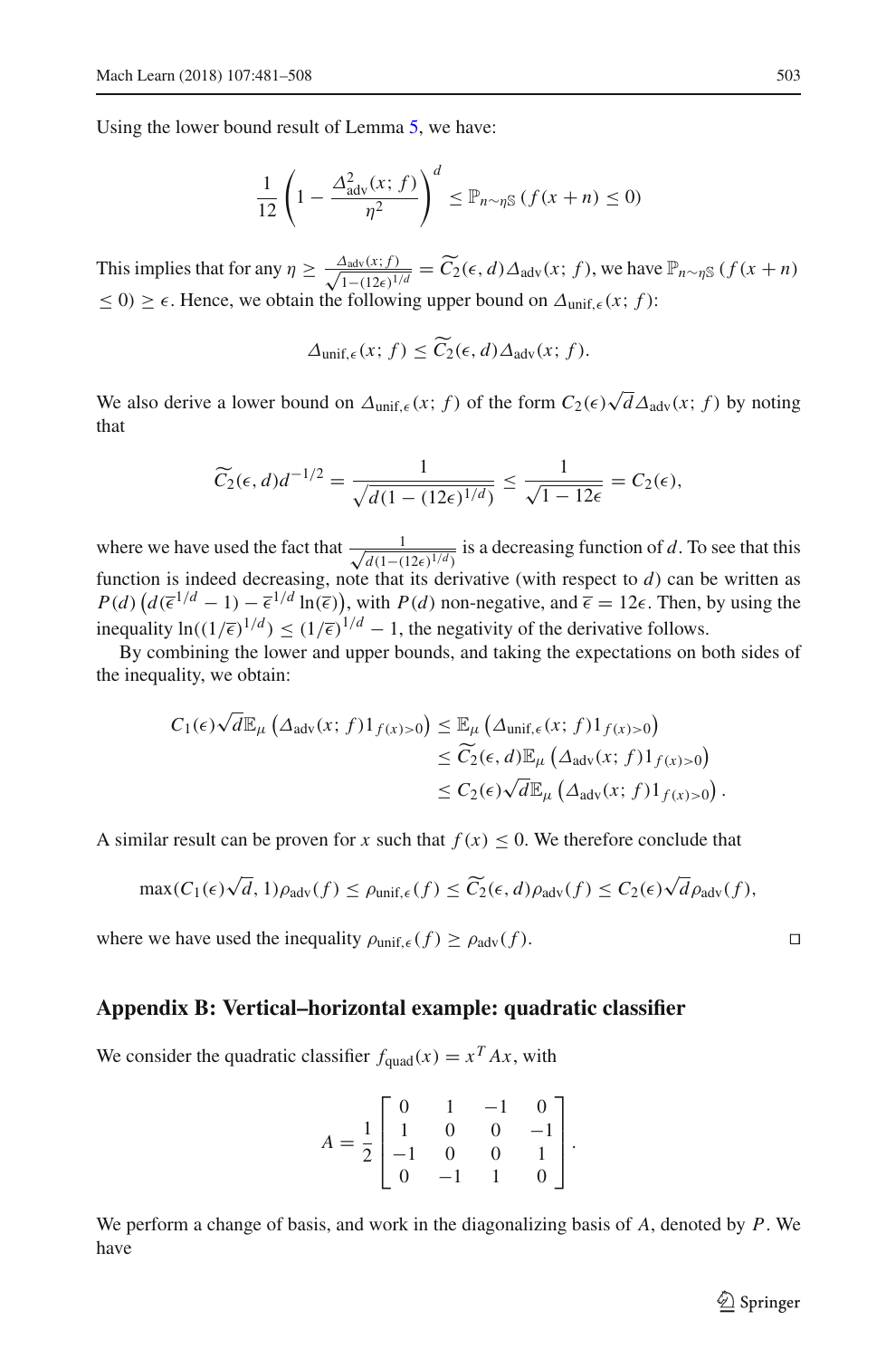Using the lower bound result of Lemma 5, we have:

$$\frac{1}{12}\left(1 - \frac{\Delta_{\text{adv}}^2(x; f)}{\eta^2}\right)^d \leq \mathbb{P}_{n \sim \eta \mathbb{S}}\left(f(x+n) \leq 0\right)$$

This implies that for any $\eta \geq \frac{\Delta_{\text{adv}}(x; f)}{\sqrt{1-(12\epsilon)^{1/d}}} = \widetilde{C_2}(\epsilon, d)\Delta_{\text{adv}}(x; f)$, we have $\mathbb{P}_{n \sim \eta \mathbb{S}}\left(f(x+n) \leq 0\right) \geq \epsilon$. Hence, we obtain the following upper bound on $\Delta_{\text{unif},\epsilon}(x; f)$:

$$\Delta_{\text{unif},\epsilon}(x; f) \leq \widetilde{C_2}(\epsilon, d)\Delta_{\text{adv}}(x; f).$$

We also derive a lower bound on $\Delta_{\text{unif},\epsilon}(x; f)$ of the form $C_2(\epsilon)\sqrt{d}\Delta_{\text{adv}}(x; f)$ by noting that

$$\widetilde{C_2}(\epsilon, d)d^{-1/2} = \frac{1}{\sqrt{d(1-(12\epsilon)^{1/d})}} \leq \frac{1}{\sqrt{1-12\epsilon}} = C_2(\epsilon),$$

where we have used the fact that $\frac{1}{\sqrt{d(1-(12\epsilon)^{1/d})}}$ is a decreasing function of $d$. To see that this function is indeed decreasing, note that its derivative (with respect to $d$) can be written as $P(d)\left(d(\overline{\epsilon}^{1/d} - 1) - \overline{\epsilon}^{1/d}\ln(\overline{\epsilon})\right)$, with $P(d)$ non-negative, and $\overline{\epsilon} = 12\epsilon$. Then, by using the inequality $\ln((1/\overline{\epsilon})^{1/d}) \leq (1/\overline{\epsilon})^{1/d} - 1$, the negativity of the derivative follows.

By combining the lower and upper bounds, and taking the expectations on both sides of the inequality, we obtain:

$$\begin{aligned}
C_1(\epsilon)\sqrt{d}\mathbb{E}_\mu\left(\Delta_{\text{adv}}(x; f)1_{f(x)>0}\right) &\leq \mathbb{E}_\mu\left(\Delta_{\text{unif},\epsilon}(x; f)1_{f(x)>0}\right) \\
&\leq \widetilde{C_2}(\epsilon, d)\mathbb{E}_\mu\left(\Delta_{\text{adv}}(x; f)1_{f(x)>0}\right) \\
&\leq C_2(\epsilon)\sqrt{d}\mathbb{E}_\mu\left(\Delta_{\text{adv}}(x; f)1_{f(x)>0}\right).
\end{aligned}$$

A similar result can be proven for $x$ such that $f(x) \leq 0$. We therefore conclude that

$$\max(C_1(\epsilon)\sqrt{d}, 1)\rho_{\text{adv}}(f) \leq \rho_{\text{unif},\epsilon}(f) \leq \widetilde{C_2}(\epsilon, d)\rho_{\text{adv}}(f) \leq C_2(\epsilon)\sqrt{d}\rho_{\text{adv}}(f),$$

where we have used the inequality $\rho_{\text{unif},\epsilon}(f) \geq \rho_{\text{adv}}(f)$. □

## Appendix B: Vertical–horizontal example: quadratic classifier

We consider the quadratic classifier $f_{\text{quad}}(x) = x^T Ax$, with

$$A = \frac{1}{2}\begin{bmatrix} 0 & 1 & -1 & 0 \\ 1 & 0 & 0 & -1 \\ -1 & 0 & 0 & 1 \\ 0 & -1 & 1 & 0 \end{bmatrix}.$$

We perform a change of basis, and work in the diagonalizing basis of $A$, denoted by $P$. We have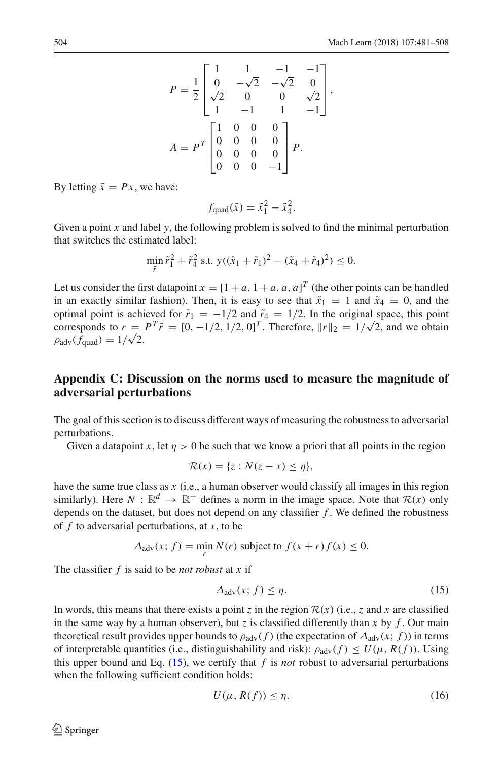$$P = \frac{1}{2} \begin{bmatrix} 1 & 1 & -1 & -1 \\ 0 & -\sqrt{2} & -\sqrt{2} & 0 \\ \sqrt{2} & 0 & 0 & \sqrt{2} \\ 1 & -1 & 1 & -1 \end{bmatrix},$$

$$A = P^T \begin{bmatrix} 1 & 0 & 0 & 0 \\ 0 & 0 & 0 & 0 \\ 0 & 0 & 0 & 0 \\ 0 & 0 & 0 & -1 \end{bmatrix} P.$$

By letting $\tilde{x} = Px$, we have:

$$f_{\text{quad}}(\tilde{x}) = \tilde{x}_1^2 - \tilde{x}_4^2.$$

Given a point $x$ and label $y$, the following problem is solved to find the minimal perturbation that switches the estimated label:

$$\min_{\tilde{r}} \tilde{r}_1^2 + \tilde{r}_4^2 \text{ s.t. } y((\tilde{x}_1 + \tilde{r}_1)^2 - (\tilde{x}_4 + \tilde{r}_4)^2) \leq 0.$$

Let us consider the first datapoint $x = [1+a, 1+a, a, a]^T$ (the other points can be handled in an exactly similar fashion). Then, it is easy to see that $\tilde{x}_1 = 1$ and $\tilde{x}_4 = 0$, and the optimal point is achieved for $\tilde{r}_1 = -1/2$ and $\tilde{r}_4 = 1/2$. In the original space, this point corresponds to $r = P^T \tilde{r} = [0, -1/2, 1/2, 0]^T$. Therefore, $\|r\|_2 = 1/\sqrt{2}$, and we obtain $\rho_{\text{adv}}(f_{\text{quad}}) = 1/\sqrt{2}$.

## Appendix C: Discussion on the norms used to measure the magnitude of adversarial perturbations

The goal of this section is to discuss different ways of measuring the robustness to adversarial perturbations.

Given a datapoint $x$, let $\eta > 0$ be such that we know a priori that all points in the region

$$\mathcal{R}(x) = \{z : N(z - x) \leq \eta\},$$

have the same true class as $x$ (i.e., a human observer would classify all images in this region similarly). Here $N : \mathbb{R}^d \to \mathbb{R}^+$ defines a norm in the image space. Note that $\mathcal{R}(x)$ only depends on the dataset, but does not depend on any classifier $f$. We defined the robustness of $f$ to adversarial perturbations, at $x$, to be

$$\Delta_{\text{adv}}(x; f) = \min_r N(r) \text{ subject to } f(x+r) f(x) \leq 0.$$

The classifier $f$ is said to be *not robust* at $x$ if

$$\Delta_{\text{adv}}(x; f) \leq \eta. \tag{15}$$

In words, this means that there exists a point $z$ in the region $\mathcal{R}(x)$ (i.e., $z$ and $x$ are classified in the same way by a human observer), but $z$ is classified differently than $x$ by $f$. Our main theoretical result provides upper bounds to $\rho_{\text{adv}}(f)$ (the expectation of $\Delta_{\text{adv}}(x; f)$) in terms of interpretable quantities (i.e., distinguishability and risk): $\rho_{\text{adv}}(f) \leq U(\mu, R(f))$. Using this upper bound and Eq. (15), we certify that $f$ is *not* robust to adversarial perturbations when the following sufficient condition holds:

$$U(\mu, R(f)) \leq \eta. \tag{16}$$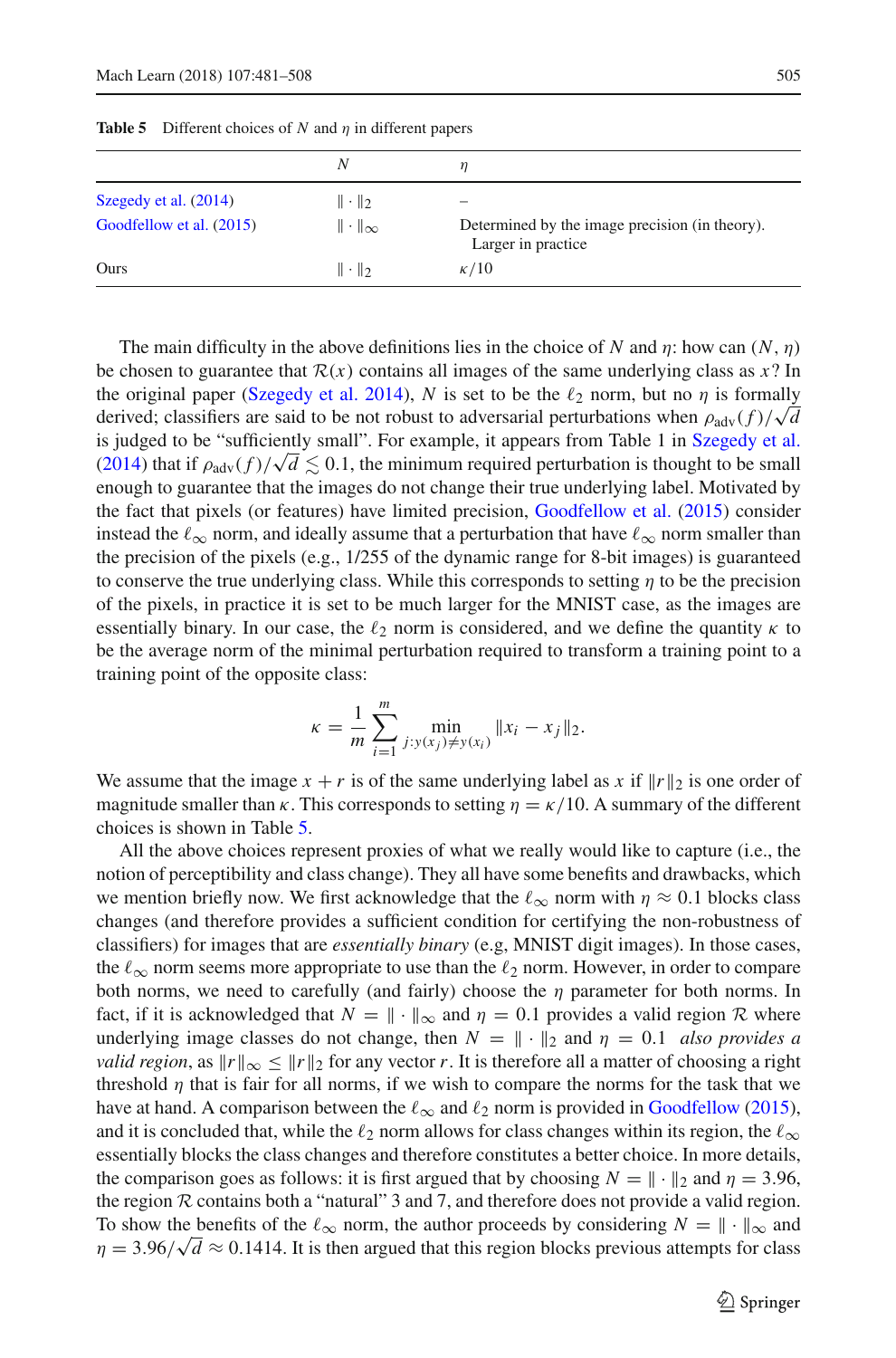**Table 5** Different choices of $N$ and $\eta$ in different papers

| | $N$ | $\eta$ |
|---|---|---|
| Szegedy et al. (2014) | $\|\cdot\|_2$ | – |
| Goodfellow et al. (2015) | $\|\cdot\|_\infty$ | Determined by the image precision (in theory). Larger in practice |
| Ours | $\|\cdot\|_2$ | $\kappa/10$ |

The main difficulty in the above definitions lies in the choice of $N$ and $\eta$: how can $(N, \eta)$ be chosen to guarantee that $\mathcal{R}(x)$ contains all images of the same underlying class as $x$? In the original paper (Szegedy et al. 2014), $N$ is set to be the $\ell_2$ norm, but no $\eta$ is formally derived; classifiers are said to be not robust to adversarial perturbations when $\rho_{\text{adv}}(f)/\sqrt{d}$ is judged to be "sufficiently small". For example, it appears from Table 1 in Szegedy et al. (2014) that if $\rho_{\text{adv}}(f)/\sqrt{d} \lesssim 0.1$, the minimum required perturbation is thought to be small enough to guarantee that the images do not change their true underlying label. Motivated by the fact that pixels (or features) have limited precision, Goodfellow et al. (2015) consider instead the $\ell_\infty$ norm, and ideally assume that a perturbation that have $\ell_\infty$ norm smaller than the precision of the pixels (e.g., 1/255 of the dynamic range for 8-bit images) is guaranteed to conserve the true underlying class. While this corresponds to setting $\eta$ to be the precision of the pixels, in practice it is set to be much larger for the MNIST case, as the images are essentially binary. In our case, the $\ell_2$ norm is considered, and we define the quantity $\kappa$ to be the average norm of the minimal perturbation required to transform a training point to a training point of the opposite class:

$$\kappa = \frac{1}{m} \sum_{i=1}^{m} \min_{j: y(x_j) \neq y(x_i)} \|x_i - x_j\|_2.$$

We assume that the image $x + r$ is of the same underlying label as $x$ if $\|r\|_2$ is one order of magnitude smaller than $\kappa$. This corresponds to setting $\eta = \kappa/10$. A summary of the different choices is shown in Table 5.

All the above choices represent proxies of what we really would like to capture (i.e., the notion of perceptibility and class change). They all have some benefits and drawbacks, which we mention briefly now. We first acknowledge that the $\ell_\infty$ norm with $\eta \approx 0.1$ blocks class changes (and therefore provides a sufficient condition for certifying the non-robustness of classifiers) for images that are *essentially binary* (e.g, MNIST digit images). In those cases, the $\ell_\infty$ norm seems more appropriate to use than the $\ell_2$ norm. However, in order to compare both norms, we need to carefully (and fairly) choose the $\eta$ parameter for both norms. In fact, if it is acknowledged that $N = \|\cdot\|_\infty$ and $\eta = 0.1$ provides a valid region $\mathcal{R}$ where underlying image classes do not change, then $N = \|\cdot\|_2$ and $\eta = 0.1$ *also provides a valid region*, as $\|r\|_\infty \leq \|r\|_2$ for any vector $r$. It is therefore all a matter of choosing a right threshold $\eta$ that is fair for all norms, if we wish to compare the norms for the task that we have at hand. A comparison between the $\ell_\infty$ and $\ell_2$ norm is provided in Goodfellow (2015), and it is concluded that, while the $\ell_2$ norm allows for class changes within its region, the $\ell_\infty$ essentially blocks the class changes and therefore constitutes a better choice. In more details, the comparison goes as follows: it is first argued that by choosing $N = \|\cdot\|_2$ and $\eta = 3.96$, the region $\mathcal{R}$ contains both a "natural" 3 and 7, and therefore does not provide a valid region. To show the benefits of the $\ell_\infty$ norm, the author proceeds by considering $N = \|\cdot\|_\infty$ and $\eta = 3.96/\sqrt{d} \approx 0.1414$. It is then argued that this region blocks previous attempts for class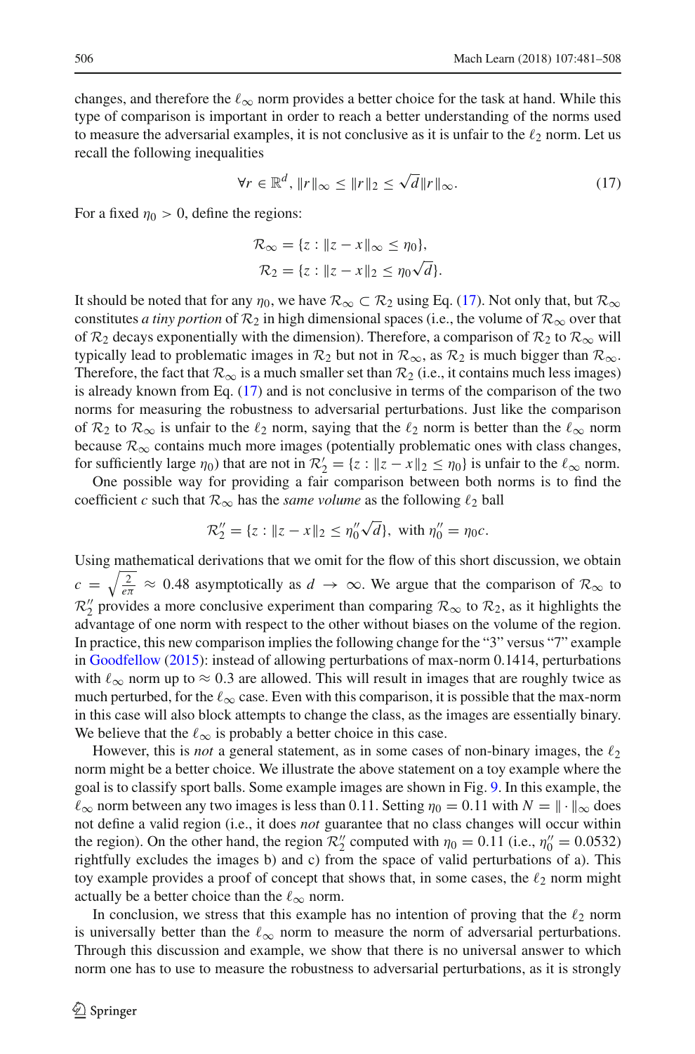changes, and therefore the $\ell_\infty$ norm provides a better choice for the task at hand. While this type of comparison is important in order to reach a better understanding of the norms used to measure the adversarial examples, it is not conclusive as it is unfair to the $\ell_2$ norm. Let us recall the following inequalities

$$\forall r \in \mathbb{R}^d, \|r\|_\infty \leq \|r\|_2 \leq \sqrt{d}\|r\|_\infty. \tag{17}$$

For a fixed $\eta_0 > 0$, define the regions:

$$\mathcal{R}_\infty = \{z : \|z - x\|_\infty \leq \eta_0\},$$
$$\mathcal{R}_2 = \{z : \|z - x\|_2 \leq \eta_0\sqrt{d}\}.$$

It should be noted that for any $\eta_0$, we have $\mathcal{R}_\infty \subset \mathcal{R}_2$ using Eq. (17). Not only that, but $\mathcal{R}_\infty$ constitutes *a tiny portion* of $\mathcal{R}_2$ in high dimensional spaces (i.e., the volume of $\mathcal{R}_\infty$ over that of $\mathcal{R}_2$ decays exponentially with the dimension). Therefore, a comparison of $\mathcal{R}_2$ to $\mathcal{R}_\infty$ will typically lead to problematic images in $\mathcal{R}_2$ but not in $\mathcal{R}_\infty$, as $\mathcal{R}_2$ is much bigger than $\mathcal{R}_\infty$. Therefore, the fact that $\mathcal{R}_\infty$ is a much smaller set than $\mathcal{R}_2$ (i.e., it contains much less images) is already known from Eq. (17) and is not conclusive in terms of the comparison of the two norms for measuring the robustness to adversarial perturbations. Just like the comparison of $\mathcal{R}_2$ to $\mathcal{R}_\infty$ is unfair to the $\ell_2$ norm, saying that the $\ell_2$ norm is better than the $\ell_\infty$ norm because $\mathcal{R}_\infty$ contains much more images (potentially problematic ones with class changes, for sufficiently large $\eta_0$) that are not in $\mathcal{R}_2' = \{z : \|z - x\|_2 \leq \eta_0\}$ is unfair to the $\ell_\infty$ norm.

One possible way for providing a fair comparison between both norms is to find the coefficient $c$ such that $\mathcal{R}_\infty$ has the *same volume* as the following $\ell_2$ ball

$$\mathcal{R}_2'' = \{z : \|z - x\|_2 \leq \eta_0''\sqrt{d}\}, \text{ with } \eta_0'' = \eta_0 c.$$

Using mathematical derivations that we omit for the flow of this short discussion, we obtain $c = \sqrt{\frac{2}{e\pi}} \approx 0.48$ asymptotically as $d \to \infty$. We argue that the comparison of $\mathcal{R}_\infty$ to $\mathcal{R}_2''$ provides a more conclusive experiment than comparing $\mathcal{R}_\infty$ to $\mathcal{R}_2$, as it highlights the advantage of one norm with respect to the other without biases on the volume of the region. In practice, this new comparison implies the following change for the "3" versus "7" example in Goodfellow (2015): instead of allowing perturbations of max-norm 0.1414, perturbations with $\ell_\infty$ norm up to $\approx 0.3$ are allowed. This will result in images that are roughly twice as much perturbed, for the $\ell_\infty$ case. Even with this comparison, it is possible that the max-norm in this case will also block attempts to change the class, as the images are essentially binary. We believe that the $\ell_\infty$ is probably a better choice in this case.

However, this is *not* a general statement, as in some cases of non-binary images, the $\ell_2$ norm might be a better choice. We illustrate the above statement on a toy example where the goal is to classify sport balls. Some example images are shown in Fig. 9. In this example, the $\ell_\infty$ norm between any two images is less than 0.11. Setting $\eta_0 = 0.11$ with $N = \|\cdot\|_\infty$ does not define a valid region (i.e., it does *not* guarantee that no class changes will occur within the region). On the other hand, the region $\mathcal{R}_2''$ computed with $\eta_0 = 0.11$ (i.e., $\eta_0'' = 0.0532$) rightfully excludes the images b) and c) from the space of valid perturbations of a). This toy example provides a proof of concept that shows that, in some cases, the $\ell_2$ norm might actually be a better choice than the $\ell_\infty$ norm.

In conclusion, we stress that this example has no intention of proving that the $\ell_2$ norm is universally better than the $\ell_\infty$ norm to measure the norm of adversarial perturbations. Through this discussion and example, we show that there is no universal answer to which norm one has to use to measure the robustness to adversarial perturbations, as it is strongly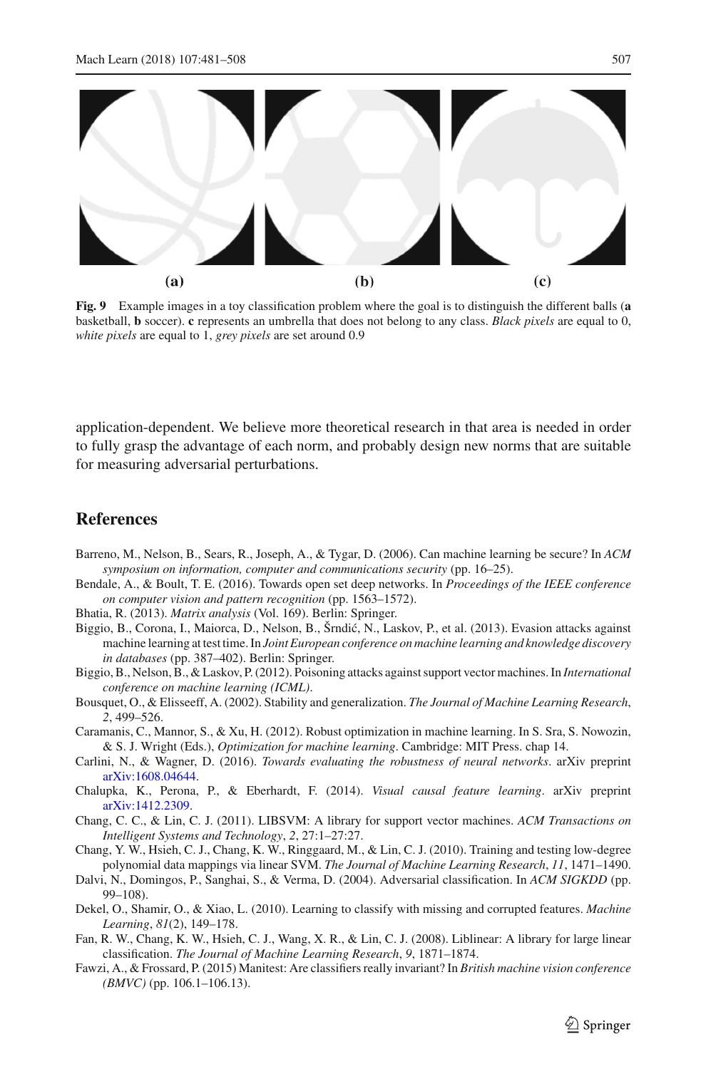(a) (b) (c)

**Fig. 9** Example images in a toy classification problem where the goal is to distinguish the different balls (**a** basketball, **b** soccer). **c** represents an umbrella that does not belong to any class. *Black pixels* are equal to 0, *white pixels* are equal to 1, *grey pixels* are set around 0.9

application-dependent. We believe more theoretical research in that area is needed in order to fully grasp the advantage of each norm, and probably design new norms that are suitable for measuring adversarial perturbations.

## References

Barreno, M., Nelson, B., Sears, R., Joseph, A., & Tygar, D. (2006). Can machine learning be secure? In *ACM symposium on information, computer and communications security* (pp. 16–25).

Bendale, A., & Boult, T. E. (2016). Towards open set deep networks. In *Proceedings of the IEEE conference on computer vision and pattern recognition* (pp. 1563–1572).

Bhatia, R. (2013). *Matrix analysis* (Vol. 169). Berlin: Springer.

Biggio, B., Corona, I., Maiorca, D., Nelson, B., Šrndić, N., Laskov, P., et al. (2013). Evasion attacks against machine learning at test time. In *Joint European conference on machine learning and knowledge discovery in databases* (pp. 387–402). Berlin: Springer.

Biggio, B., Nelson, B., & Laskov, P. (2012). Poisoning attacks against support vector machines. In *International conference on machine learning (ICML)*.

Bousquet, O., & Elisseeff, A. (2002). Stability and generalization. *The Journal of Machine Learning Research*, *2*, 499–526.

Caramanis, C., Mannor, S., & Xu, H. (2012). Robust optimization in machine learning. In S. Sra, S. Nowozin, & S. J. Wright (Eds.), *Optimization for machine learning*. Cambridge: MIT Press. chap 14.

Carlini, N., & Wagner, D. (2016). *Towards evaluating the robustness of neural networks*. arXiv preprint arXiv:1608.04644.

Chalupka, K., Perona, P., & Eberhardt, F. (2014). *Visual causal feature learning*. arXiv preprint arXiv:1412.2309.

Chang, C. C., & Lin, C. J. (2011). LIBSVM: A library for support vector machines. *ACM Transactions on Intelligent Systems and Technology*, *2*, 27:1–27:27.

Chang, Y. W., Hsieh, C. J., Chang, K. W., Ringgaard, M., & Lin, C. J. (2010). Training and testing low-degree polynomial data mappings via linear SVM. *The Journal of Machine Learning Research*, *11*, 1471–1490.

Dalvi, N., Domingos, P., Sanghai, S., & Verma, D. (2004). Adversarial classification. In *ACM SIGKDD* (pp. 99–108).

Dekel, O., Shamir, O., & Xiao, L. (2010). Learning to classify with missing and corrupted features. *Machine Learning*, *81*(2), 149–178.

Fan, R. W., Chang, K. W., Hsieh, C. J., Wang, X. R., & Lin, C. J. (2008). Liblinear: A library for large linear classification. *The Journal of Machine Learning Research*, *9*, 1871–1874.

Fawzi, A., & Frossard, P. (2015) Manitest: Are classifiers really invariant? In *British machine vision conference (BMVC)* (pp. 106.1–106.13).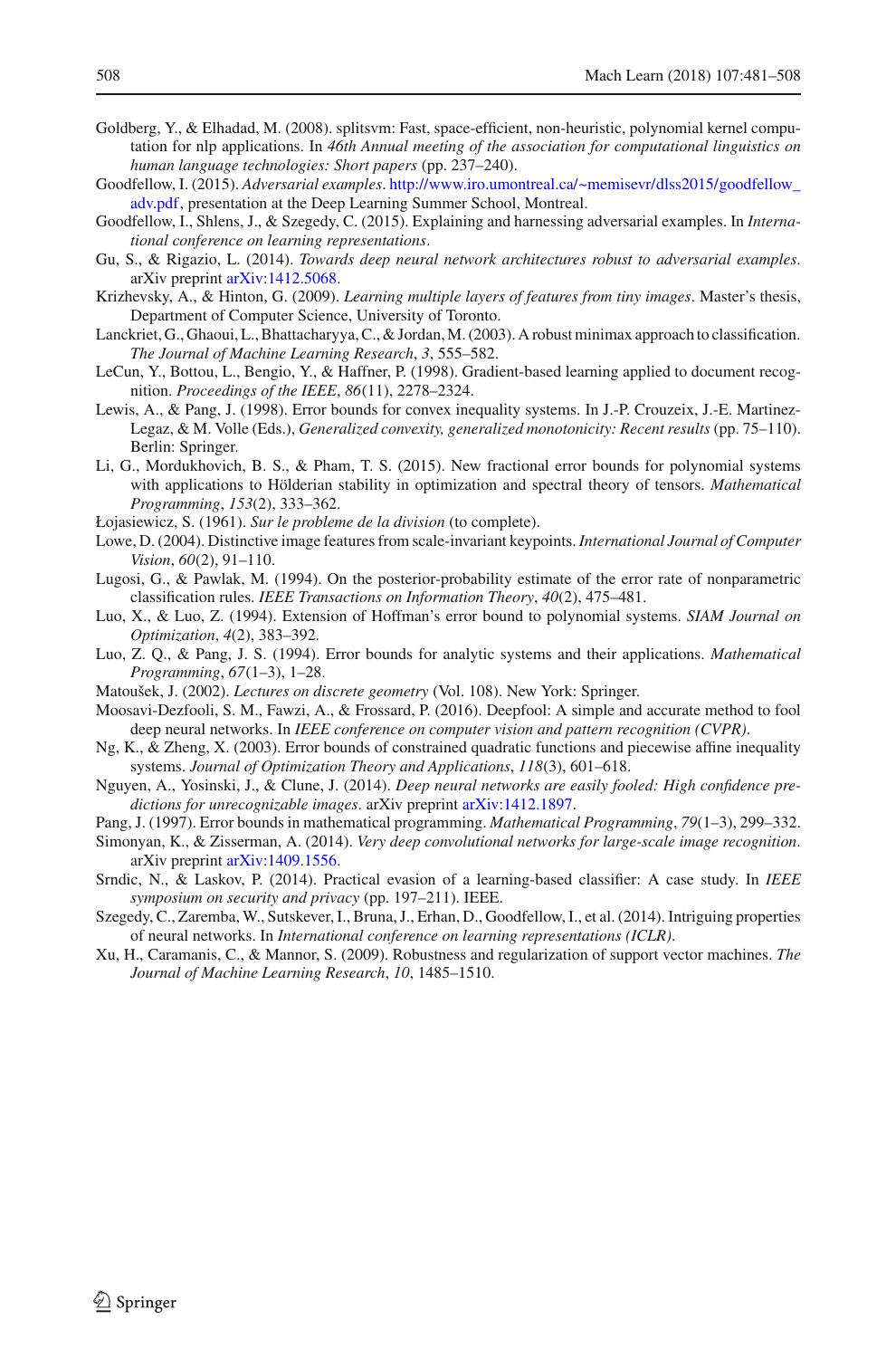Goldberg, Y., & Elhadad, M. (2008). splitsvm: Fast, space-efficient, non-heuristic, polynomial kernel computation for nlp applications. In *46th Annual meeting of the association for computational linguistics on human language technologies: Short papers* (pp. 237–240).

Goodfellow, I. (2015). *Adversarial examples*. http://www.iro.umontreal.ca/~memisevr/dlss2015/goodfellow_adv.pdf, presentation at the Deep Learning Summer School, Montreal.

Goodfellow, I., Shlens, J., & Szegedy, C. (2015). Explaining and harnessing adversarial examples. In *International conference on learning representations*.

Gu, S., & Rigazio, L. (2014). *Towards deep neural network architectures robust to adversarial examples*. arXiv preprint arXiv:1412.5068.

Krizhevsky, A., & Hinton, G. (2009). *Learning multiple layers of features from tiny images*. Master's thesis, Department of Computer Science, University of Toronto.

Lanckriet, G., Ghaoui, L., Bhattacharyya, C., & Jordan, M. (2003). A robust minimax approach to classification. *The Journal of Machine Learning Research*, *3*, 555–582.

LeCun, Y., Bottou, L., Bengio, Y., & Haffner, P. (1998). Gradient-based learning applied to document recognition. *Proceedings of the IEEE*, *86*(11), 2278–2324.

Lewis, A., & Pang, J. (1998). Error bounds for convex inequality systems. In J.-P. Crouzeix, J.-E. Martinez-Legaz, & M. Volle (Eds.), *Generalized convexity, generalized monotonicity: Recent results* (pp. 75–110). Berlin: Springer.

Li, G., Mordukhovich, B. S., & Pham, T. S. (2015). New fractional error bounds for polynomial systems with applications to Hölderian stability in optimization and spectral theory of tensors. *Mathematical Programming*, *153*(2), 333–362.

Łojasiewicz, S. (1961). *Sur le probleme de la division* (to complete).

Lowe, D. (2004). Distinctive image features from scale-invariant keypoints. *International Journal of Computer Vision*, *60*(2), 91–110.

Lugosi, G., & Pawlak, M. (1994). On the posterior-probability estimate of the error rate of nonparametric classification rules. *IEEE Transactions on Information Theory*, *40*(2), 475–481.

Luo, X., & Luo, Z. (1994). Extension of Hoffman's error bound to polynomial systems. *SIAM Journal on Optimization*, *4*(2), 383–392.

Luo, Z. Q., & Pang, J. S. (1994). Error bounds for analytic systems and their applications. *Mathematical Programming*, *67*(1–3), 1–28.

Matoušek, J. (2002). *Lectures on discrete geometry* (Vol. 108). New York: Springer.

Moosavi-Dezfooli, S. M., Fawzi, A., & Frossard, P. (2016). Deepfool: A simple and accurate method to fool deep neural networks. In *IEEE conference on computer vision and pattern recognition (CVPR)*.

Ng, K., & Zheng, X. (2003). Error bounds of constrained quadratic functions and piecewise affine inequality systems. *Journal of Optimization Theory and Applications*, *118*(3), 601–618.

Nguyen, A., Yosinski, J., & Clune, J. (2014). *Deep neural networks are easily fooled: High confidence predictions for unrecognizable images*. arXiv preprint arXiv:1412.1897.

Pang, J. (1997). Error bounds in mathematical programming. *Mathematical Programming*, *79*(1–3), 299–332.

Simonyan, K., & Zisserman, A. (2014). *Very deep convolutional networks for large-scale image recognition*. arXiv preprint arXiv:1409.1556.

Srndic, N., & Laskov, P. (2014). Practical evasion of a learning-based classifier: A case study. In *IEEE symposium on security and privacy* (pp. 197–211). IEEE.

Szegedy, C., Zaremba, W., Sutskever, I., Bruna, J., Erhan, D., Goodfellow, I., et al. (2014). Intriguing properties of neural networks. In *International conference on learning representations (ICLR)*.

Xu, H., Caramanis, C., & Mannor, S. (2009). Robustness and regularization of support vector machines. *The Journal of Machine Learning Research*, *10*, 1485–1510.